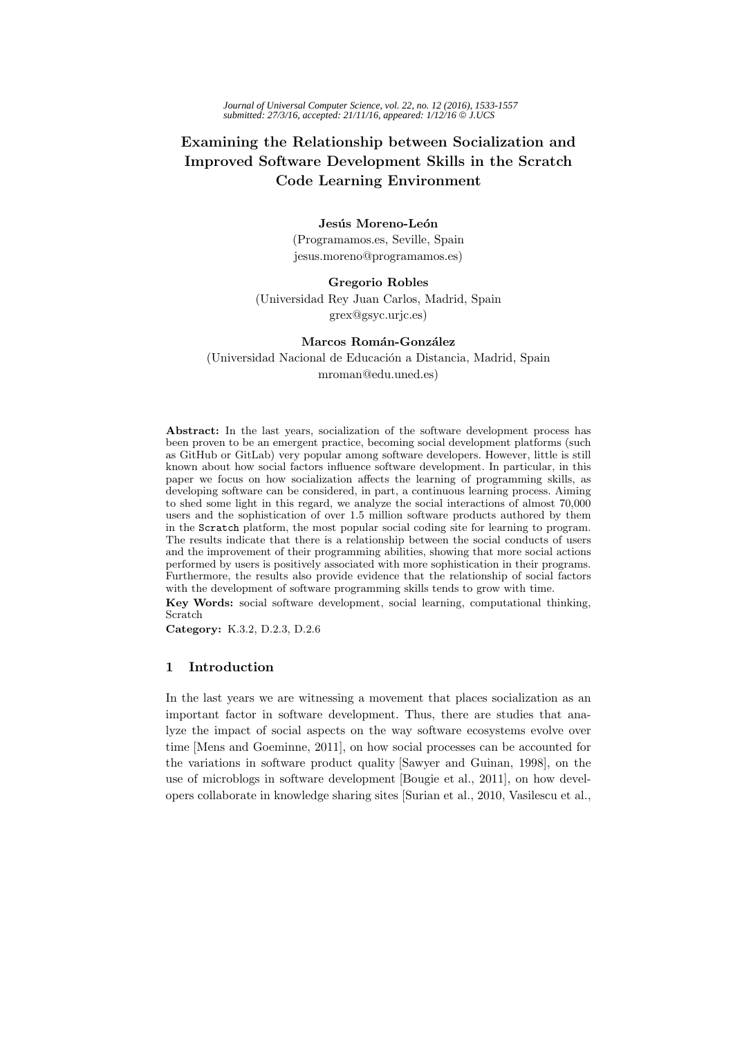# Examining the Relationship between Socialization and Improved Software Development Skills in the Scratch Code Learning Environment

**Jesús Moreno-León**
(Programamos.es, Seville, Spain
jesus.moreno@programamos.es)

**Gregorio Robles**
(Universidad Rey Juan Carlos, Madrid, Spain
grex@gsyc.urjc.es)

**Marcos Román-González**
(Universidad Nacional de Educación a Distancia, Madrid, Spain
mroman@edu.uned.es)

**Abstract:** In the last years, socialization of the software development process has been proven to be an emergent practice, becoming social development platforms (such as GitHub or GitLab) very popular among software developers. However, little is still known about how social factors influence software development. In particular, in this paper we focus on how socialization affects the learning of programming skills, as developing software can be considered, in part, a continuous learning process. Aiming to shed some light in this regard, we analyze the social interactions of almost 70,000 users and the sophistication of over 1.5 million software products authored by them in the `Scratch` platform, the most popular social coding site for learning to program. The results indicate that there is a relationship between the social conducts of users and the improvement of their programming abilities, showing that more social actions performed by users is positively associated with more sophistication in their programs. Furthermore, the results also provide evidence that the relationship of social factors with the development of software programming skills tends to grow with time.

**Key Words:** social software development, social learning, computational thinking, Scratch

**Category:** K.3.2, D.2.3, D.2.6

## 1 Introduction

In the last years we are witnessing a movement that places socialization as an important factor in software development. Thus, there are studies that analyze the impact of social aspects on the way software ecosystems evolve over time [Mens and Goeminne, 2011], on how social processes can be accounted for the variations in software product quality [Sawyer and Guinan, 1998], on the use of microblogs in software development [Bougie et al., 2011], on how developers collaborate in knowledge sharing sites [Surian et al., 2010, Vasilescu et al.,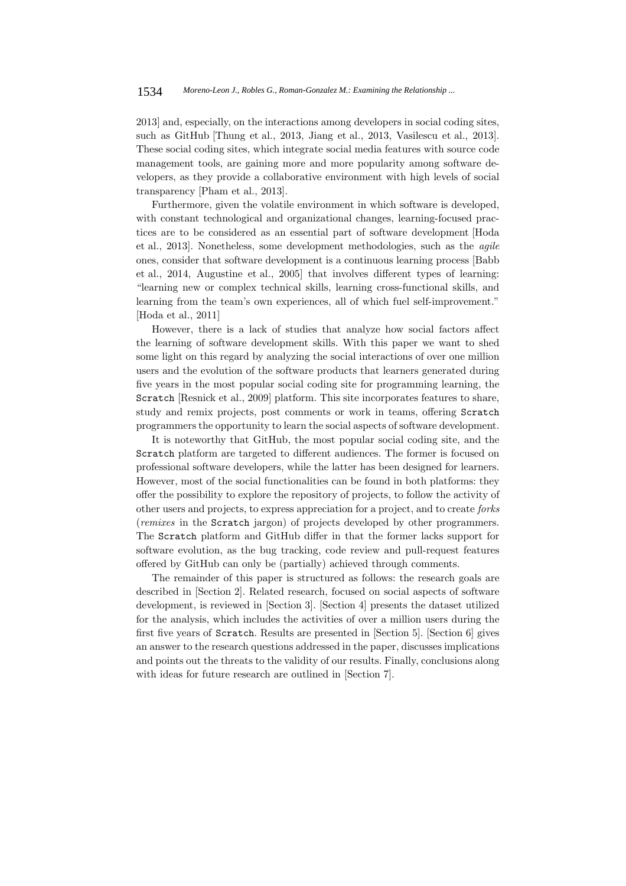2013] and, especially, on the interactions among developers in social coding sites, such as GitHub [Thung et al., 2013, Jiang et al., 2013, Vasilescu et al., 2013]. These social coding sites, which integrate social media features with source code management tools, are gaining more and more popularity among software developers, as they provide a collaborative environment with high levels of social transparency [Pham et al., 2013].

Furthermore, given the volatile environment in which software is developed, with constant technological and organizational changes, learning-focused practices are to be considered as an essential part of software development [Hoda et al., 2013]. Nonetheless, some development methodologies, such as the *agile* ones, consider that software development is a continuous learning process [Babb et al., 2014, Augustine et al., 2005] that involves different types of learning: "learning new or complex technical skills, learning cross-functional skills, and learning from the team's own experiences, all of which fuel self-improvement." [Hoda et al., 2011]

However, there is a lack of studies that analyze how social factors affect the learning of software development skills. With this paper we want to shed some light on this regard by analyzing the social interactions of over one million users and the evolution of the software products that learners generated during five years in the most popular social coding site for programming learning, the `Scratch` [Resnick et al., 2009] platform. This site incorporates features to share, study and remix projects, post comments or work in teams, offering `Scratch` programmers the opportunity to learn the social aspects of software development.

It is noteworthy that GitHub, the most popular social coding site, and the `Scratch` platform are targeted to different audiences. The former is focused on professional software developers, while the latter has been designed for learners. However, most of the social functionalities can be found in both platforms: they offer the possibility to explore the repository of projects, to follow the activity of other users and projects, to express appreciation for a project, and to create *forks* (*remixes* in the `Scratch` jargon) of projects developed by other programmers. The `Scratch` platform and GitHub differ in that the former lacks support for software evolution, as the bug tracking, code review and pull-request features offered by GitHub can only be (partially) achieved through comments.

The remainder of this paper is structured as follows: the research goals are described in [Section 2]. Related research, focused on social aspects of software development, is reviewed in [Section 3]. [Section 4] presents the dataset utilized for the analysis, which includes the activities of over a million users during the first five years of `Scratch`. Results are presented in [Section 5]. [Section 6] gives an answer to the research questions addressed in the paper, discusses implications and points out the threats to the validity of our results. Finally, conclusions along with ideas for future research are outlined in [Section 7].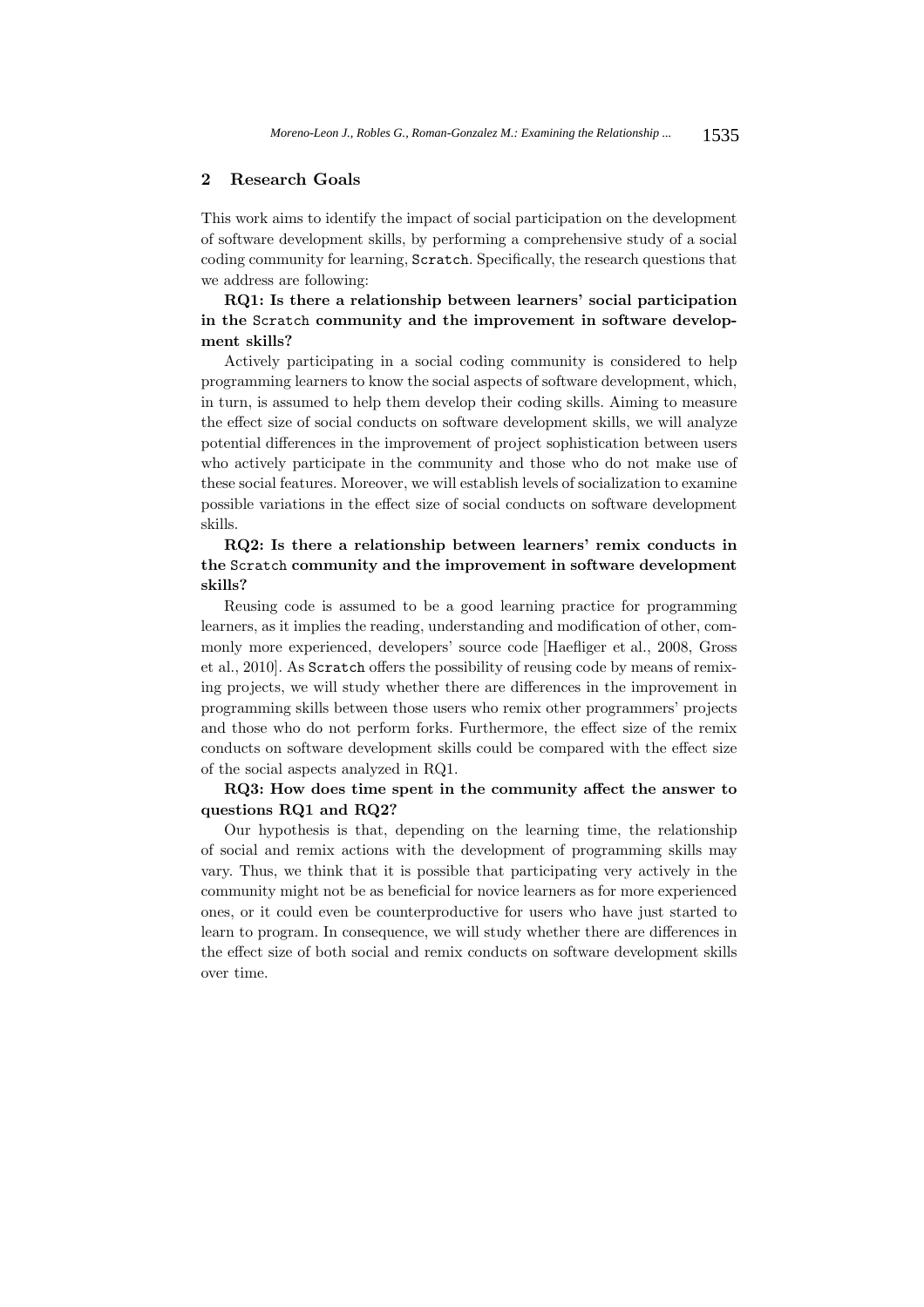## 2 Research Goals

This work aims to identify the impact of social participation on the development of software development skills, by performing a comprehensive study of a social coding community for learning, `Scratch`. Specifically, the research questions that we address are following:

**RQ1: Is there a relationship between learners' social participation in the `Scratch` community and the improvement in software development skills?**

Actively participating in a social coding community is considered to help programming learners to know the social aspects of software development, which, in turn, is assumed to help them develop their coding skills. Aiming to measure the effect size of social conducts on software development skills, we will analyze potential differences in the improvement of project sophistication between users who actively participate in the community and those who do not make use of these social features. Moreover, we will establish levels of socialization to examine possible variations in the effect size of social conducts on software development skills.

**RQ2: Is there a relationship between learners' remix conducts in the `Scratch` community and the improvement in software development skills?**

Reusing code is assumed to be a good learning practice for programming learners, as it implies the reading, understanding and modification of other, commonly more experienced, developers' source code [Haefliger et al., 2008, Gross et al., 2010]. As `Scratch` offers the possibility of reusing code by means of remixing projects, we will study whether there are differences in the improvement in programming skills between those users who remix other programmers' projects and those who do not perform forks. Furthermore, the effect size of the remix conducts on software development skills could be compared with the effect size of the social aspects analyzed in RQ1.

**RQ3: How does time spent in the community affect the answer to questions RQ1 and RQ2?**

Our hypothesis is that, depending on the learning time, the relationship of social and remix actions with the development of programming skills may vary. Thus, we think that it is possible that participating very actively in the community might not be as beneficial for novice learners as for more experienced ones, or it could even be counterproductive for users who have just started to learn to program. In consequence, we will study whether there are differences in the effect size of both social and remix conducts on software development skills over time.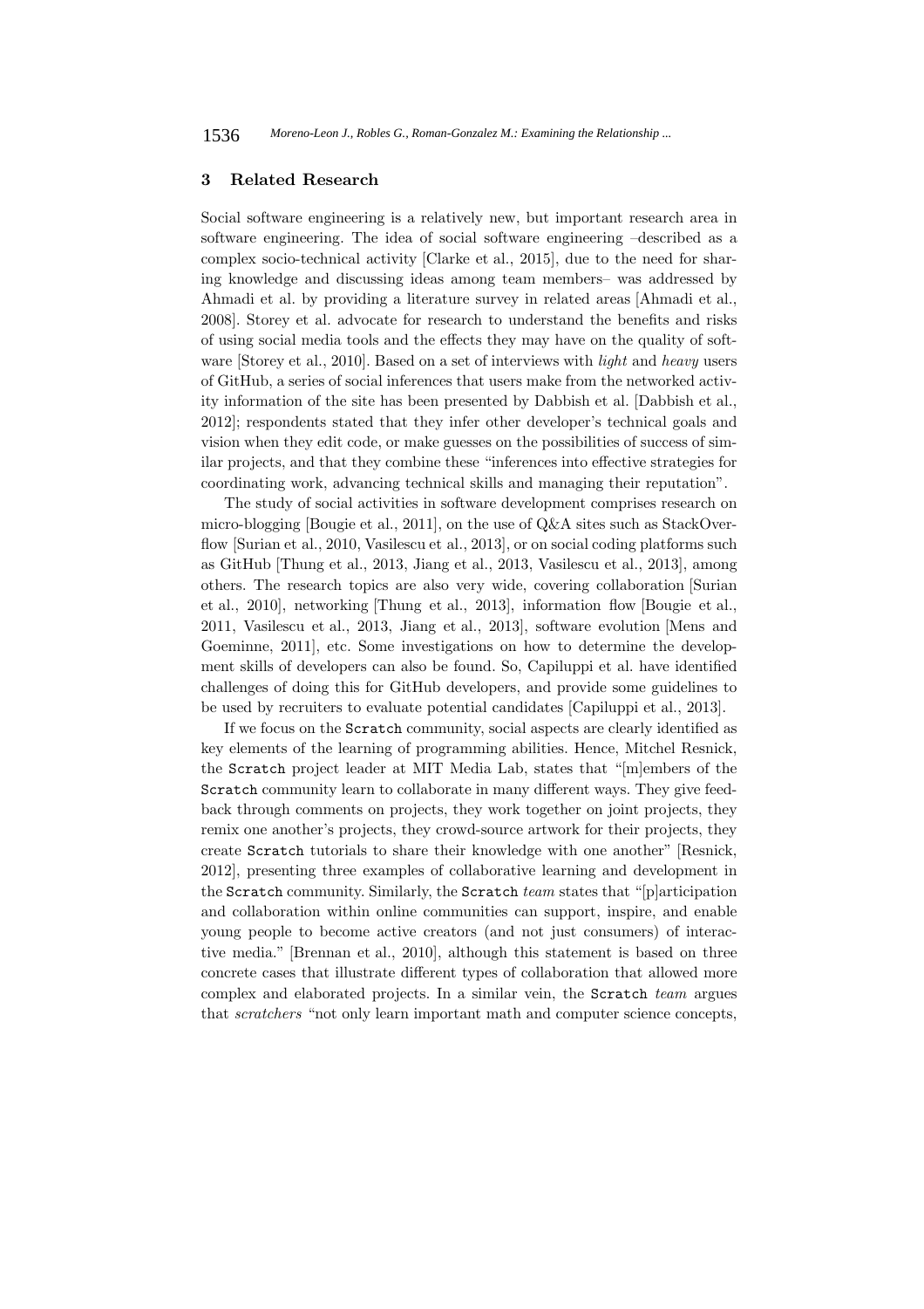## 3 Related Research

Social software engineering is a relatively new, but important research area in software engineering. The idea of social software engineering –described as a complex socio-technical activity [Clarke et al., 2015], due to the need for sharing knowledge and discussing ideas among team members– was addressed by Ahmadi et al. by providing a literature survey in related areas [Ahmadi et al., 2008]. Storey et al. advocate for research to understand the benefits and risks of using social media tools and the effects they may have on the quality of software [Storey et al., 2010]. Based on a set of interviews with *light* and *heavy* users of GitHub, a series of social inferences that users make from the networked activity information of the site has been presented by Dabbish et al. [Dabbish et al., 2012]; respondents stated that they infer other developer's technical goals and vision when they edit code, or make guesses on the possibilities of success of similar projects, and that they combine these "inferences into effective strategies for coordinating work, advancing technical skills and managing their reputation".

The study of social activities in software development comprises research on micro-blogging [Bougie et al., 2011], on the use of Q&A sites such as StackOverflow [Surian et al., 2010, Vasilescu et al., 2013], or on social coding platforms such as GitHub [Thung et al., 2013, Jiang et al., 2013, Vasilescu et al., 2013], among others. The research topics are also very wide, covering collaboration [Surian et al., 2010], networking [Thung et al., 2013], information flow [Bougie et al., 2011, Vasilescu et al., 2013, Jiang et al., 2013], software evolution [Mens and Goeminne, 2011], etc. Some investigations on how to determine the development skills of developers can also be found. So, Capiluppi et al. have identified challenges of doing this for GitHub developers, and provide some guidelines to be used by recruiters to evaluate potential candidates [Capiluppi et al., 2013].

If we focus on the `Scratch` community, social aspects are clearly identified as key elements of the learning of programming abilities. Hence, Mitchel Resnick, the `Scratch` project leader at MIT Media Lab, states that "[m]embers of the `Scratch` community learn to collaborate in many different ways. They give feedback through comments on projects, they work together on joint projects, they remix one another's projects, they crowd-source artwork for their projects, they create `Scratch` tutorials to share their knowledge with one another" [Resnick, 2012], presenting three examples of collaborative learning and development in the `Scratch` community. Similarly, the `Scratch` *team* states that "[p]articipation and collaboration within online communities can support, inspire, and enable young people to become active creators (and not just consumers) of interactive media." [Brennan et al., 2010], although this statement is based on three concrete cases that illustrate different types of collaboration that allowed more complex and elaborated projects. In a similar vein, the `Scratch` *team* argues that *scratchers* "not only learn important math and computer science concepts,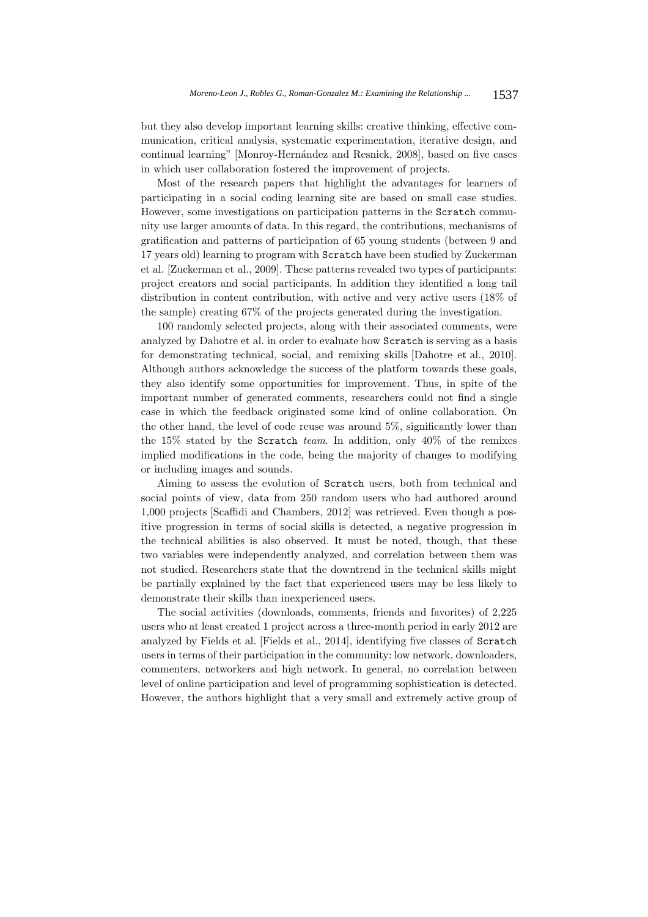but they also develop important learning skills: creative thinking, effective communication, critical analysis, systematic experimentation, iterative design, and continual learning" [Monroy-Hernández and Resnick, 2008], based on five cases in which user collaboration fostered the improvement of projects.

Most of the research papers that highlight the advantages for learners of participating in a social coding learning site are based on small case studies. However, some investigations on participation patterns in the `Scratch` community use larger amounts of data. In this regard, the contributions, mechanisms of gratification and patterns of participation of 65 young students (between 9 and 17 years old) learning to program with `Scratch` have been studied by Zuckerman et al. [Zuckerman et al., 2009]. These patterns revealed two types of participants: project creators and social participants. In addition they identified a long tail distribution in content contribution, with active and very active users (18% of the sample) creating 67% of the projects generated during the investigation.

100 randomly selected projects, along with their associated comments, were analyzed by Dahotre et al. in order to evaluate how `Scratch` is serving as a basis for demonstrating technical, social, and remixing skills [Dahotre et al., 2010]. Although authors acknowledge the success of the platform towards these goals, they also identify some opportunities for improvement. Thus, in spite of the important number of generated comments, researchers could not find a single case in which the feedback originated some kind of online collaboration. On the other hand, the level of code reuse was around 5%, significantly lower than the 15% stated by the `Scratch` *team*. In addition, only 40% of the remixes implied modifications in the code, being the majority of changes to modifying or including images and sounds.

Aiming to assess the evolution of `Scratch` users, both from technical and social points of view, data from 250 random users who had authored around 1,000 projects [Scaffidi and Chambers, 2012] was retrieved. Even though a positive progression in terms of social skills is detected, a negative progression in the technical abilities is also observed. It must be noted, though, that these two variables were independently analyzed, and correlation between them was not studied. Researchers state that the downtrend in the technical skills might be partially explained by the fact that experienced users may be less likely to demonstrate their skills than inexperienced users.

The social activities (downloads, comments, friends and favorites) of 2,225 users who at least created 1 project across a three-month period in early 2012 are analyzed by Fields et al. [Fields et al., 2014], identifying five classes of `Scratch` users in terms of their participation in the community: low network, downloaders, commenters, networkers and high network. In general, no correlation between level of online participation and level of programming sophistication is detected. However, the authors highlight that a very small and extremely active group of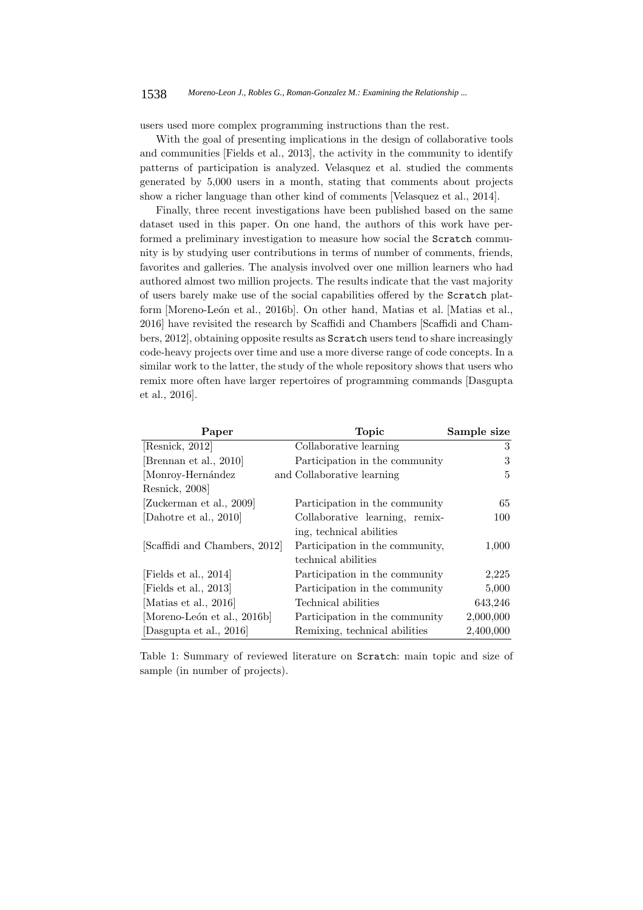users used more complex programming instructions than the rest.

With the goal of presenting implications in the design of collaborative tools and communities [Fields et al., 2013], the activity in the community to identify patterns of participation is analyzed. Velasquez et al. studied the comments generated by 5,000 users in a month, stating that comments about projects show a richer language than other kind of comments [Velasquez et al., 2014].

Finally, three recent investigations have been published based on the same dataset used in this paper. On one hand, the authors of this work have performed a preliminary investigation to measure how social the Scratch community is by studying user contributions in terms of number of comments, friends, favorites and galleries. The analysis involved over one million learners who had authored almost two million projects. The results indicate that the vast majority of users barely make use of the social capabilities offered by the Scratch platform [Moreno-León et al., 2016b]. On other hand, Matias et al. [Matias et al., 2016] have revisited the research by Scaffidi and Chambers [Scaffidi and Chambers, 2012], obtaining opposite results as Scratch users tend to share increasingly code-heavy projects over time and use a more diverse range of code concepts. In a similar work to the latter, the study of the whole repository shows that users who remix more often have larger repertoires of programming commands [Dasgupta et al., 2016].

| Paper | Topic | Sample size |
|---|---|---|
| [Resnick, 2012] | Collaborative learning | 3 |
| [Brennan et al., 2010] | Participation in the community | 3 |
| [Monroy-Hernández and Resnick, 2008] | Collaborative learning | 5 |
| [Zuckerman et al., 2009] | Participation in the community | 65 |
| [Dahotre et al., 2010] | Collaborative learning, remixing, technical abilities | 100 |
| [Scaffidi and Chambers, 2012] | Participation in the community, technical abilities | 1,000 |
| [Fields et al., 2014] | Participation in the community | 2,225 |
| [Fields et al., 2013] | Participation in the community | 5,000 |
| [Matias et al., 2016] | Technical abilities | 643,246 |
| [Moreno-León et al., 2016b] | Participation in the community | 2,000,000 |
| [Dasgupta et al., 2016] | Remixing, technical abilities | 2,400,000 |

Table 1: Summary of reviewed literature on Scratch: main topic and size of sample (in number of projects).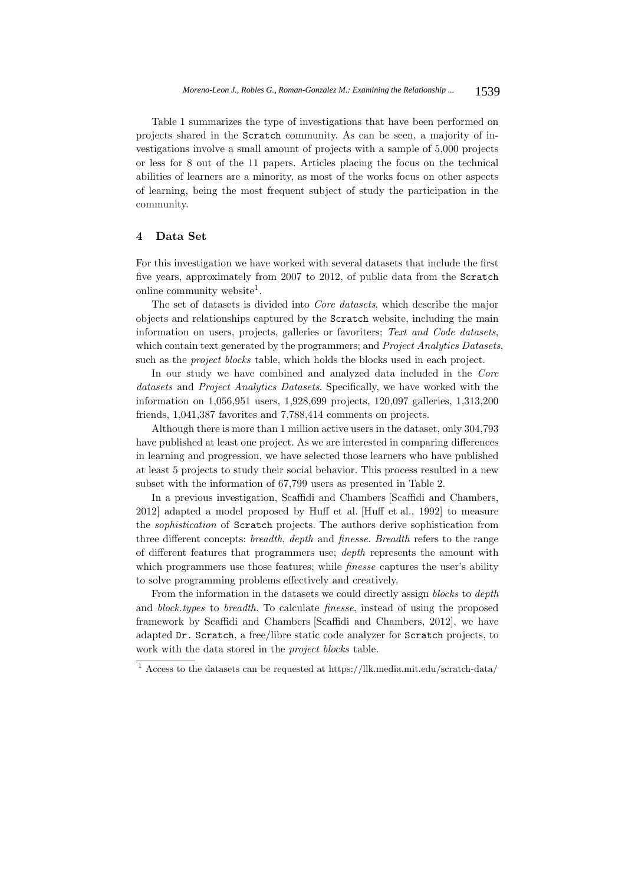Table 1 summarizes the type of investigations that have been performed on projects shared in the Scratch community. As can be seen, a majority of investigations involve a small amount of projects with a sample of 5,000 projects or less for 8 out of the 11 papers. Articles placing the focus on the technical abilities of learners are a minority, as most of the works focus on other aspects of learning, being the most frequent subject of study the participation in the community.

## 4 Data Set

For this investigation we have worked with several datasets that include the first five years, approximately from 2007 to 2012, of public data from the Scratch online community website[1].

The set of datasets is divided into *Core datasets*, which describe the major objects and relationships captured by the Scratch website, including the main information on users, projects, galleries or favoriters; *Text and Code datasets*, which contain text generated by the programmers; and *Project Analytics Datasets*, such as the *project blocks* table, which holds the blocks used in each project.

In our study we have combined and analyzed data included in the *Core datasets* and *Project Analytics Datasets*. Specifically, we have worked with the information on 1,056,951 users, 1,928,699 projects, 120,097 galleries, 1,313,200 friends, 1,041,387 favorites and 7,788,414 comments on projects.

Although there is more than 1 million active users in the dataset, only 304,793 have published at least one project. As we are interested in comparing differences in learning and progression, we have selected those learners who have published at least 5 projects to study their social behavior. This process resulted in a new subset with the information of 67,799 users as presented in Table 2.

In a previous investigation, Scaffidi and Chambers [Scaffidi and Chambers, 2012] adapted a model proposed by Huff et al. [Huff et al., 1992] to measure the *sophistication* of Scratch projects. The authors derive sophistication from three different concepts: *breadth*, *depth* and *finesse*. *Breadth* refers to the range of different features that programmers use; *depth* represents the amount with which programmers use those features; while *finesse* captures the user's ability to solve programming problems effectively and creatively.

From the information in the datasets we could directly assign *blocks* to *depth* and *block.types* to *breadth*. To calculate *finesse*, instead of using the proposed framework by Scaffidi and Chambers [Scaffidi and Chambers, 2012], we have adapted Dr. Scratch, a free/libre static code analyzer for Scratch projects, to work with the data stored in the *project blocks* table.

[1] Access to the datasets can be requested at https://llk.media.mit.edu/scratch-data/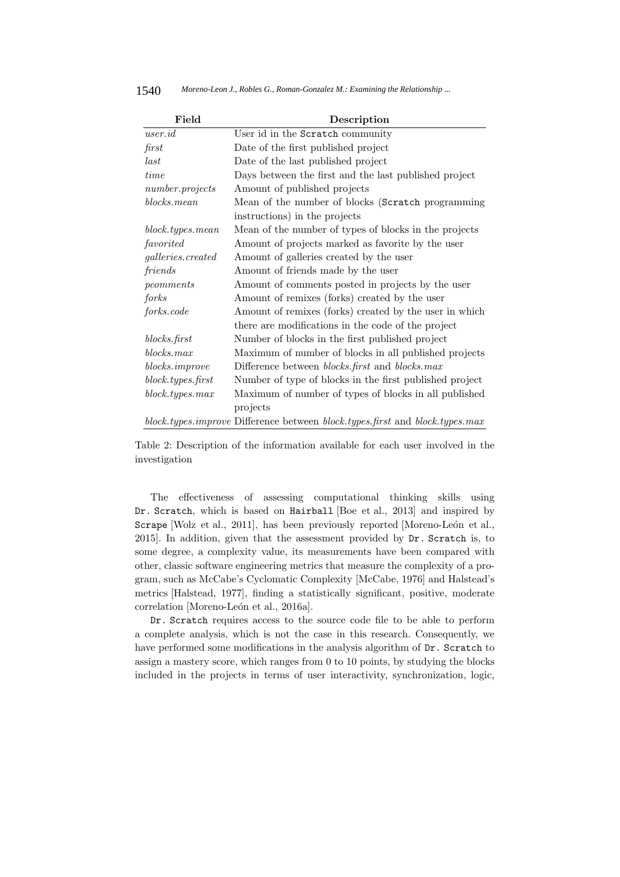| Field | Description |
|---|---|
| *user.id* | User id in the Scratch community |
| *first* | Date of the first published project |
| *last* | Date of the last published project |
| *time* | Days between the first and the last published project |
| *number.projects* | Amount of published projects |
| *blocks.mean* | Mean of the number of blocks (Scratch programming instructions) in the projects |
| *block.types.mean* | Mean of the number of types of blocks in the projects |
| *favorited* | Amount of projects marked as favorite by the user |
| *galleries.created* | Amount of galleries created by the user |
| *friends* | Amount of friends made by the user |
| *pcomments* | Amount of comments posted in projects by the user |
| *forks* | Amount of remixes (forks) created by the user |
| *forks.code* | Amount of remixes (forks) created by the user in which there are modifications in the code of the project |
| *blocks.first* | Number of blocks in the first published project |
| *blocks.max* | Maximum of number of blocks in all published projects |
| *blocks.improve* | Difference between *blocks.first* and *blocks.max* |
| *block.types.first* | Number of type of blocks in the first published project |
| *block.types.max* | Maximum of number of types of blocks in all published projects |
| *block.types.improve* | Difference between *block.types.first* and *block.types.max* |

Table 2: Description of the information available for each user involved in the investigation

The effectiveness of assessing computational thinking skills using Dr. Scratch, which is based on Hairball [Boe et al., 2013] and inspired by Scrape [Wolz et al., 2011], has been previously reported [Moreno-León et al., 2015]. In addition, given that the assessment provided by Dr. Scratch is, to some degree, a complexity value, its measurements have been compared with other, classic software engineering metrics that measure the complexity of a program, such as McCabe's Cyclomatic Complexity [McCabe, 1976] and Halstead's metrics [Halstead, 1977], finding a statistically significant, positive, moderate correlation [Moreno-León et al., 2016a].

Dr. Scratch requires access to the source code file to be able to perform a complete analysis, which is not the case in this research. Consequently, we have performed some modifications in the analysis algorithm of Dr. Scratch to assign a mastery score, which ranges from 0 to 10 points, by studying the blocks included in the projects in terms of user interactivity, synchronization, logic,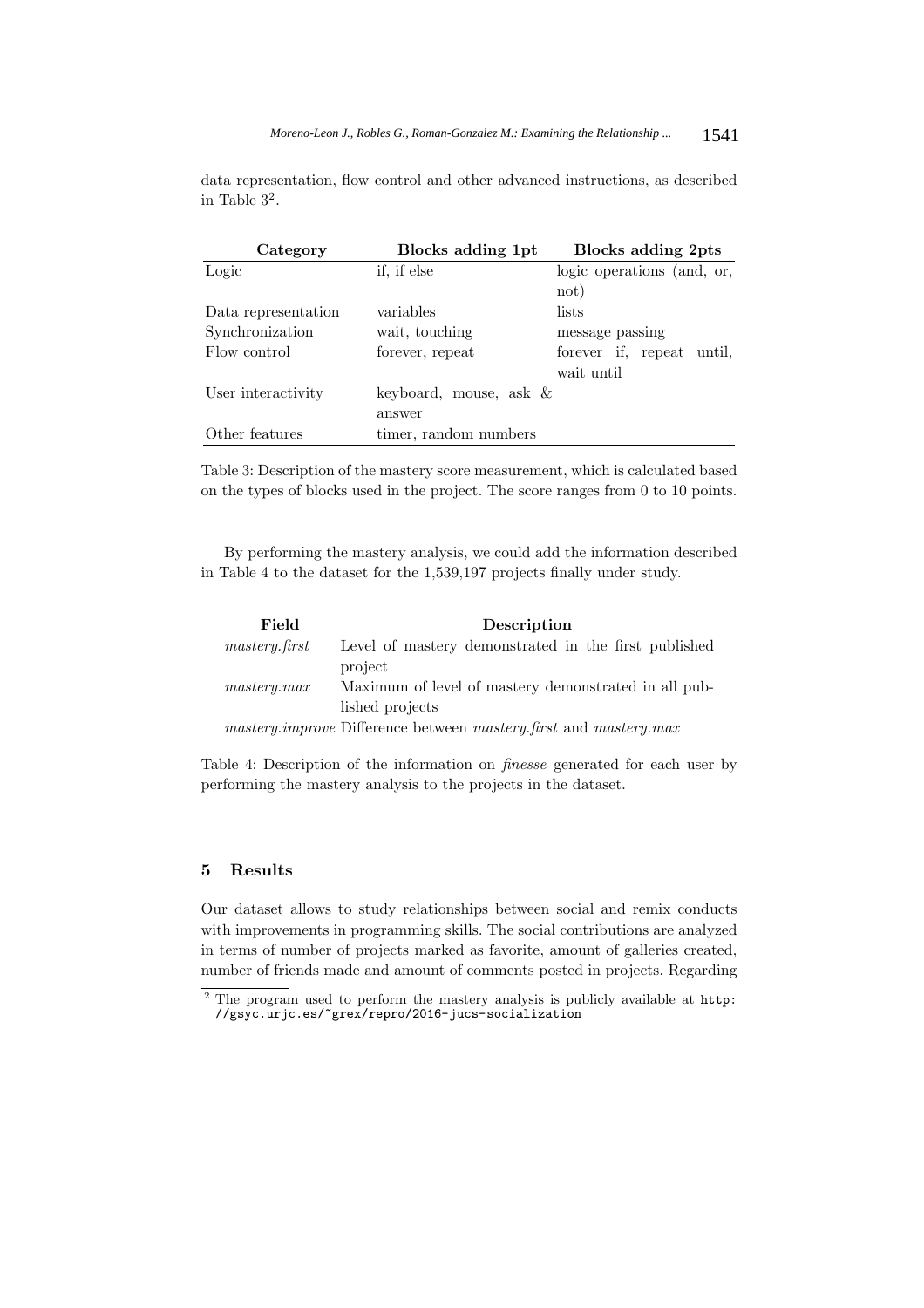data representation, flow control and other advanced instructions, as described in Table 3[2].

| Category | Blocks adding 1pt | Blocks adding 2pts |
|---|---|---|
| Logic | if, if else | logic operations (and, or, not) |
| Data representation | variables | lists |
| Synchronization | wait, touching | message passing |
| Flow control | forever, repeat | forever if, repeat until, wait until |
| User interactivity | keyboard, mouse, ask & answer | |
| Other features | timer, random numbers | |

Table 3: Description of the mastery score measurement, which is calculated based on the types of blocks used in the project. The score ranges from 0 to 10 points.

By performing the mastery analysis, we could add the information described in Table 4 to the dataset for the 1,539,197 projects finally under study.

| Field | Description |
|---|---|
| *mastery.first* | Level of mastery demonstrated in the first published project |
| *mastery.max* | Maximum of level of mastery demonstrated in all published projects |
| *mastery.improve* | Difference between *mastery.first* and *mastery.max* |

Table 4: Description of the information on *finesse* generated for each user by performing the mastery analysis to the projects in the dataset.

## 5 Results

Our dataset allows to study relationships between social and remix conducts with improvements in programming skills. The social contributions are analyzed in terms of number of projects marked as favorite, amount of galleries created, number of friends made and amount of comments posted in projects. Regarding

[2] The program used to perform the mastery analysis is publicly available at http://gsyc.urjc.es/~grex/repro/2016-jucs-socialization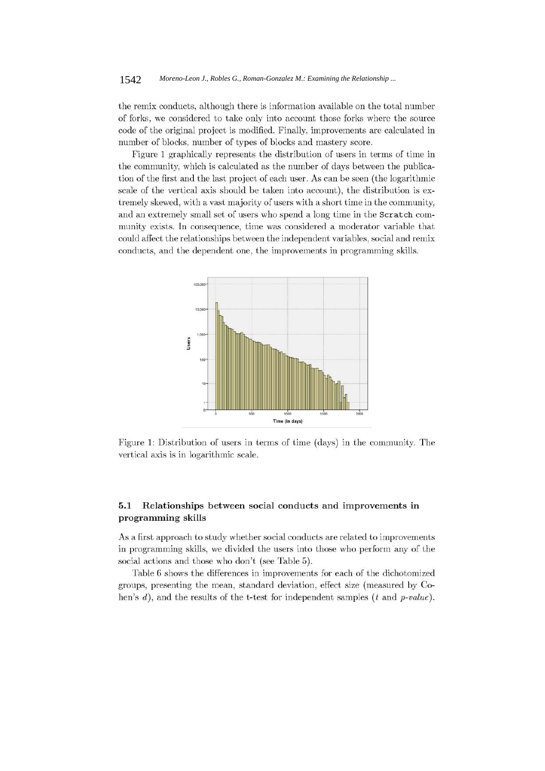the remix conducts, although there is information available on the total number of forks, we considered to take only into account those forks where the source code of the original project is modified. Finally, improvements are calculated in number of blocks, number of types of blocks and mastery score.

Figure 1 graphically represents the distribution of users in terms of time in the community, which is calculated as the number of days between the publication of the first and the last project of each user. As can be seen (the logarithmic scale of the vertical axis should be taken into account), the distribution is extremely skewed, with a vast majority of users with a short time in the community, and an extremely small set of users who spend a long time in the Scratch community exists. In consequence, time was considered a moderator variable that could affect the relationships between the independent variables, social and remix conducts, and the dependent one, the improvements in programming skills.

Figure 1: Distribution of users in terms of time (days) in the community. The vertical axis is in logarithmic scale.

### 5.1 Relationships between social conducts and improvements in programming skills

As a first approach to study whether social conducts are related to improvements in programming skills, we divided the users into those who perform any of the social actions and those who don't (see Table 5).

Table 6 shows the differences in improvements for each of the dichotomized groups, presenting the mean, standard deviation, effect size (measured by Cohen's $d$), and the results of the t-test for independent samples ($t$ and *p-value*).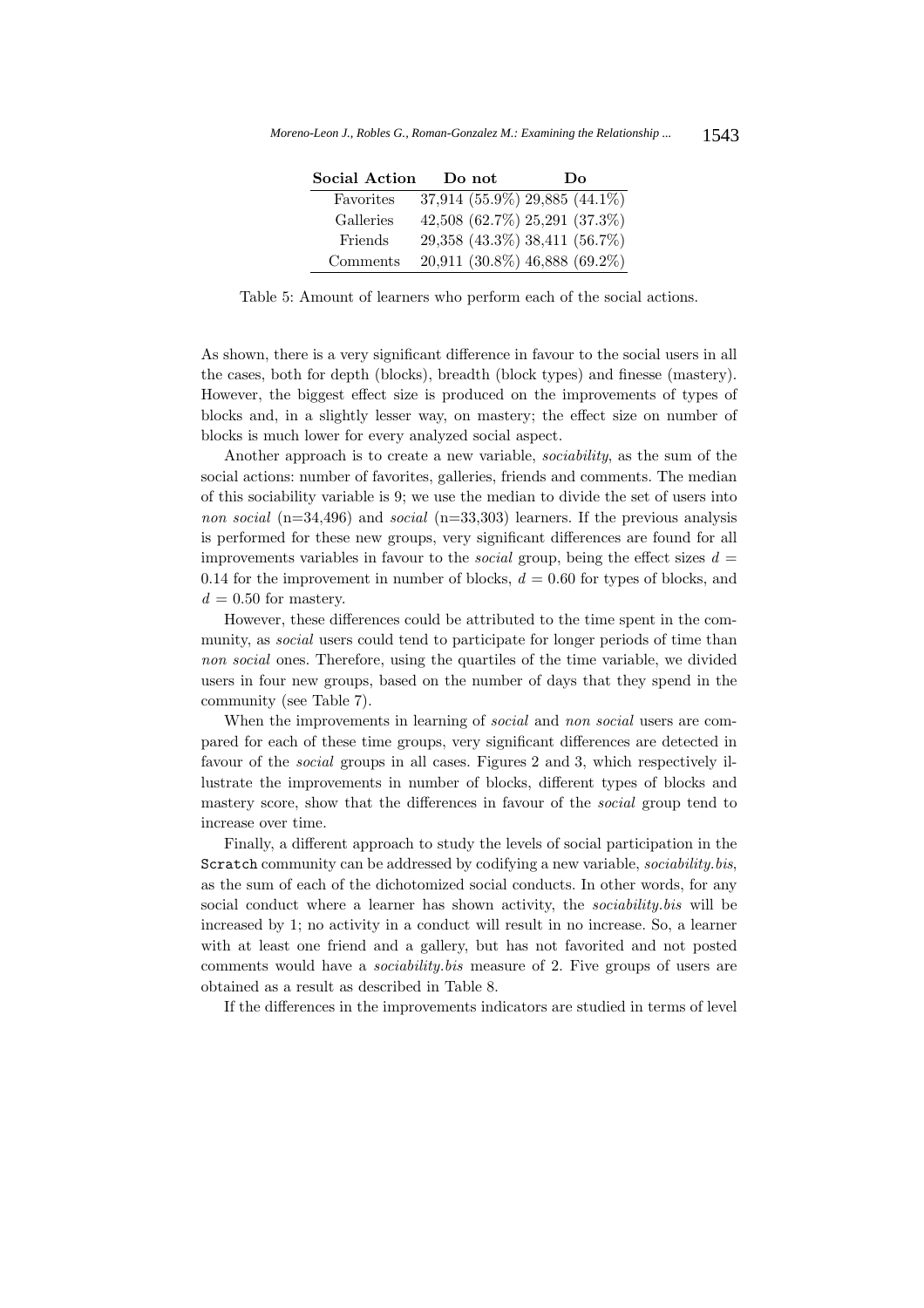| **Social Action** | **Do not** | **Do** |
|---|---|---|
| Favorites | 37,914 (55.9%) | 29,885 (44.1%) |
| Galleries | 42,508 (62.7%) | 25,291 (37.3%) |
| Friends | 29,358 (43.3%) | 38,411 (56.7%) |
| Comments | 20,911 (30.8%) | 46,888 (69.2%) |

Table 5: Amount of learners who perform each of the social actions.

As shown, there is a very significant difference in favour to the social users in all the cases, both for depth (blocks), breadth (block types) and finesse (mastery). However, the biggest effect size is produced on the improvements of types of blocks and, in a slightly lesser way, on mastery; the effect size on number of blocks is much lower for every analyzed social aspect.

Another approach is to create a new variable, *sociability*, as the sum of the social actions: number of favorites, galleries, friends and comments. The median of this sociability variable is 9; we use the median to divide the set of users into *non social* (n=34,496) and *social* (n=33,303) learners. If the previous analysis is performed for these new groups, very significant differences are found for all improvements variables in favour to the *social* group, being the effect sizes $d = 0.14$ for the improvement in number of blocks, $d = 0.60$ for types of blocks, and $d = 0.50$ for mastery.

However, these differences could be attributed to the time spent in the community, as *social* users could tend to participate for longer periods of time than *non social* ones. Therefore, using the quartiles of the time variable, we divided users in four new groups, based on the number of days that they spend in the community (see Table 7).

When the improvements in learning of *social* and *non social* users are compared for each of these time groups, very significant differences are detected in favour of the *social* groups in all cases. Figures 2 and 3, which respectively illustrate the improvements in number of blocks, different types of blocks and mastery score, show that the differences in favour of the *social* group tend to increase over time.

Finally, a different approach to study the levels of social participation in the `Scratch` community can be addressed by codifying a new variable, *sociability.bis*, as the sum of each of the dichotomized social conducts. In other words, for any social conduct where a learner has shown activity, the *sociability.bis* will be increased by 1; no activity in a conduct will result in no increase. So, a learner with at least one friend and a gallery, but has not favorited and not posted comments would have a *sociability.bis* measure of 2. Five groups of users are obtained as a result as described in Table 8.

If the differences in the improvements indicators are studied in terms of level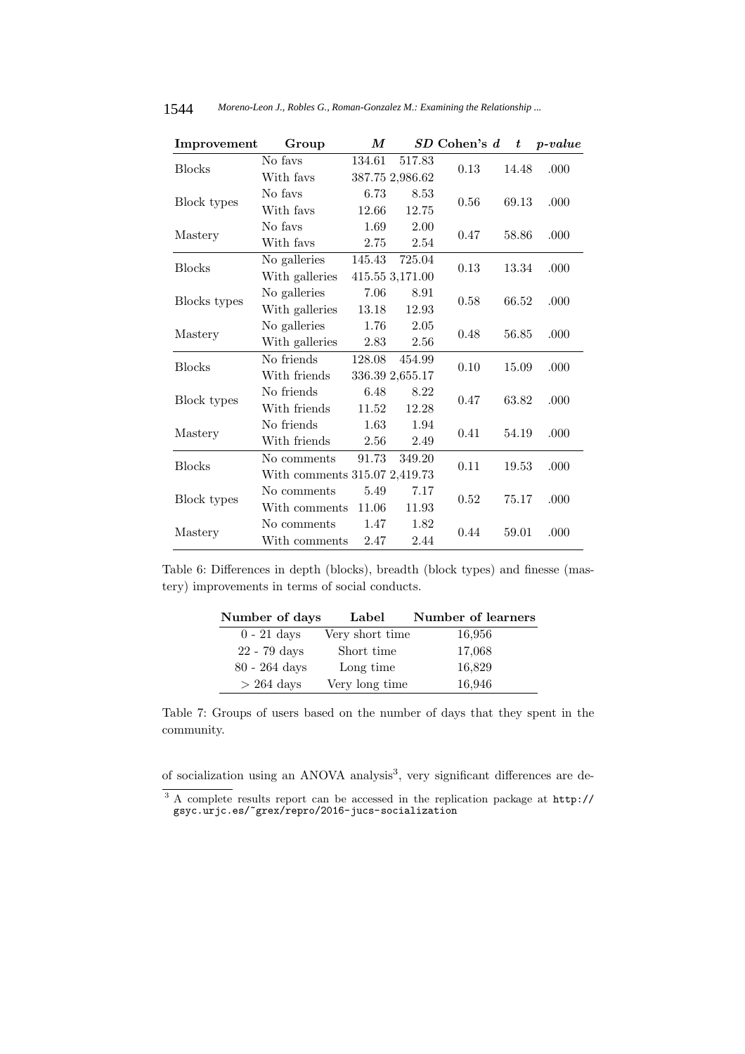| Improvement | Group | *M* | *SD* | Cohen's *d* | *t* | *p-value* |
|---|---|---|---|---|---|---|
| Blocks | No favs | 134.61 | 517.83 | 0.13 | 14.48 | .000 |
| | With favs | 387.75 | 2,986.62 | | | |
| Block types | No favs | 6.73 | 8.53 | 0.56 | 69.13 | .000 |
| | With favs | 12.66 | 12.75 | | | |
| Mastery | No favs | 1.69 | 2.00 | 0.47 | 58.86 | .000 |
| | With favs | 2.75 | 2.54 | | | |
| Blocks | No galleries | 145.43 | 725.04 | 0.13 | 13.34 | .000 |
| | With galleries | 415.55 | 3,171.00 | | | |
| Blocks types | No galleries | 7.06 | 8.91 | 0.58 | 66.52 | .000 |
| | With galleries | 13.18 | 12.93 | | | |
| Mastery | No galleries | 1.76 | 2.05 | 0.48 | 56.85 | .000 |
| | With galleries | 2.83 | 2.56 | | | |
| Blocks | No friends | 128.08 | 454.99 | 0.10 | 15.09 | .000 |
| | With friends | 336.39 | 2,655.17 | | | |
| Block types | No friends | 6.48 | 8.22 | 0.47 | 63.82 | .000 |
| | With friends | 11.52 | 12.28 | | | |
| Mastery | No friends | 1.63 | 1.94 | 0.41 | 54.19 | .000 |
| | With friends | 2.56 | 2.49 | | | |
| Blocks | No comments | 91.73 | 349.20 | 0.11 | 19.53 | .000 |
| | With comments | 315.07 | 2,419.73 | | | |
| Block types | No comments | 5.49 | 7.17 | 0.52 | 75.17 | .000 |
| | With comments | 11.06 | 11.93 | | | |
| Mastery | No comments | 1.47 | 1.82 | 0.44 | 59.01 | .000 |
| | With comments | 2.47 | 2.44 | | | |

Table 6: Differences in depth (blocks), breadth (block types) and finesse (mastery) improvements in terms of social conducts.

| Number of days | Label | Number of learners |
|---|---|---|
| 0 - 21 days | Very short time | 16,956 |
| 22 - 79 days | Short time | 17,068 |
| 80 - 264 days | Long time | 16,829 |
| > 264 days | Very long time | 16,946 |

Table 7: Groups of users based on the number of days that they spent in the community.

of socialization using an ANOVA analysis[3], very significant differences are de-

[3] A complete results report can be accessed in the replication package at http://gsyc.urjc.es/~grex/repro/2016-jucs-socialization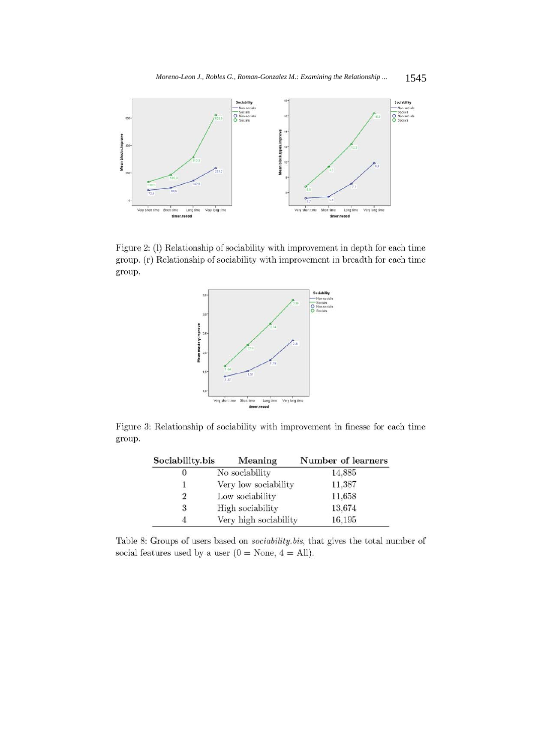Figure 2: (l) Relationship of sociability with improvement in depth for each time group. (r) Relationship of sociability with improvement in breadth for each time group.

Figure 3: Relationship of sociability with improvement in finesse for each time group.

| Sociability.bis | Meaning | Number of learners |
|---|---|---|
| 0 | No sociability | 14,885 |
| 1 | Very low sociability | 11,387 |
| 2 | Low sociability | 11,658 |
| 3 | High sociability | 13,674 |
| 4 | Very high sociability | 16,195 |

Table 8: Groups of users based on *sociability.bis*, that gives the total number of social features used by a user (0 = None, 4 = All).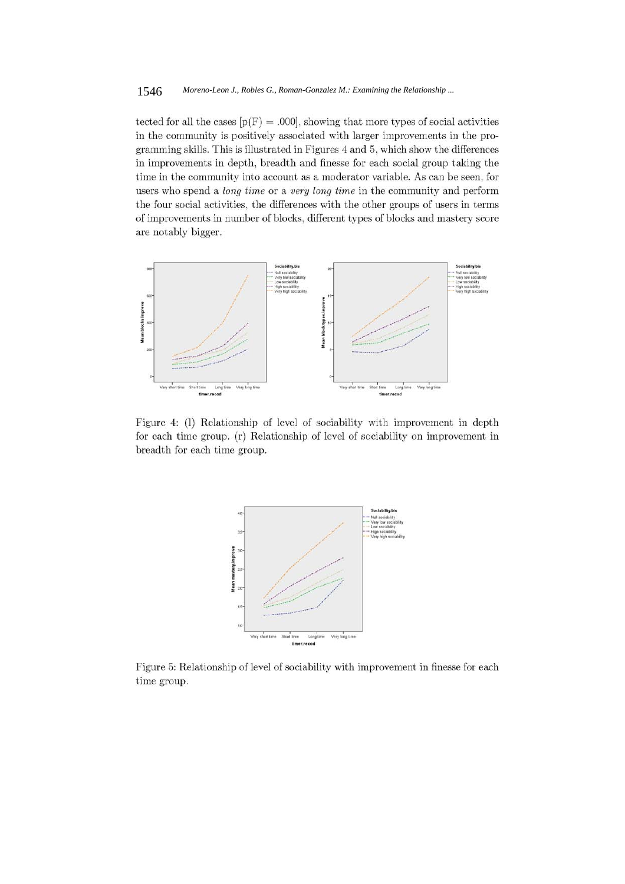tected for all the cases [p(F) = .000], showing that more types of social activities in the community is positively associated with larger improvements in the programming skills. This is illustrated in Figures 4 and 5, which show the differences in improvements in depth, breadth and finesse for each social group taking the time in the community into account as a moderator variable. As can be seen, for users who spend a *long time* or a *very long time* in the community and perform the four social activities, the differences with the other groups of users in terms of improvements in number of blocks, different types of blocks and mastery score are notably bigger.

Figure 4: (l) Relationship of level of sociability with improvement in depth for each time group. (r) Relationship of level of sociability on improvement in breadth for each time group.

Figure 5: Relationship of level of sociability with improvement in finesse for each time group.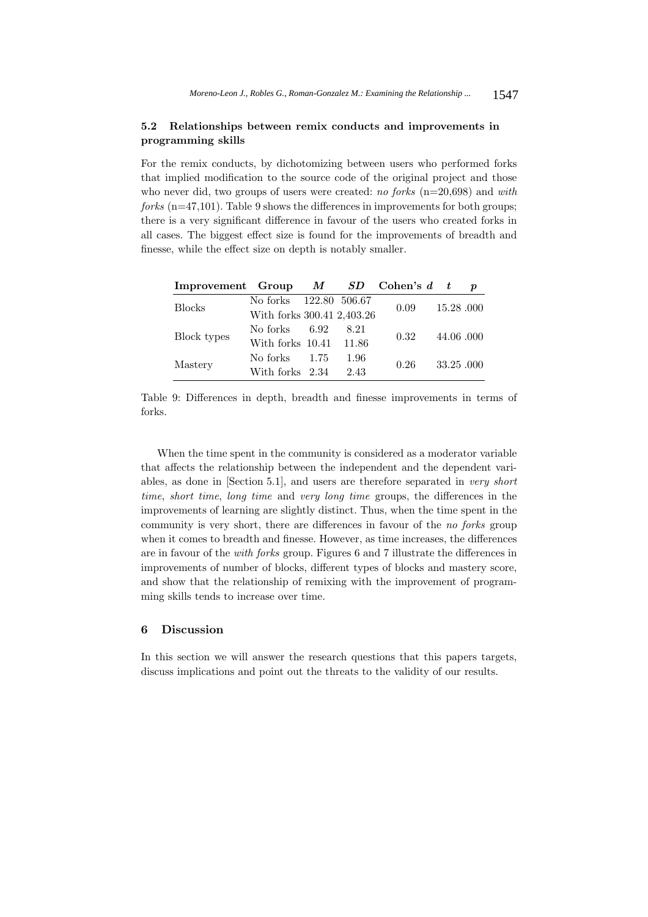### 5.2 Relationships between remix conducts and improvements in programming skills

For the remix conducts, by dichotomizing between users who performed forks that implied modification to the source code of the original project and those who never did, two groups of users were created: *no forks* (n=20,698) and *with forks* (n=47,101). Table 9 shows the differences in improvements for both groups; there is a very significant difference in favour of the users who created forks in all cases. The biggest effect size is found for the improvements of breadth and finesse, while the effect size on depth is notably smaller.

| Improvement | Group | *M* | *SD* | Cohen's *d* | *t* | *p* |
|---|---|---|---|---|---|---|
| Blocks | No forks | 122.80 | 506.67 | 0.09 | 15.28 | .000 |
| | With forks | 300.41 | 2,403.26 | | | |
| Block types | No forks | 6.92 | 8.21 | 0.32 | 44.06 | .000 |
| | With forks | 10.41 | 11.86 | | | |
| Mastery | No forks | 1.75 | 1.96 | 0.26 | 33.25 | .000 |
| | With forks | 2.34 | 2.43 | | | |

Table 9: Differences in depth, breadth and finesse improvements in terms of forks.

When the time spent in the community is considered as a moderator variable that affects the relationship between the independent and the dependent variables, as done in [Section 5.1], and users are therefore separated in *very short time*, *short time*, *long time* and *very long time* groups, the differences in the improvements of learning are slightly distinct. Thus, when the time spent in the community is very short, there are differences in favour of the *no forks* group when it comes to breadth and finesse. However, as time increases, the differences are in favour of the *with forks* group. Figures 6 and 7 illustrate the differences in improvements of number of blocks, different types of blocks and mastery score, and show that the relationship of remixing with the improvement of programming skills tends to increase over time.

## 6 Discussion

In this section we will answer the research questions that this papers targets, discuss implications and point out the threats to the validity of our results.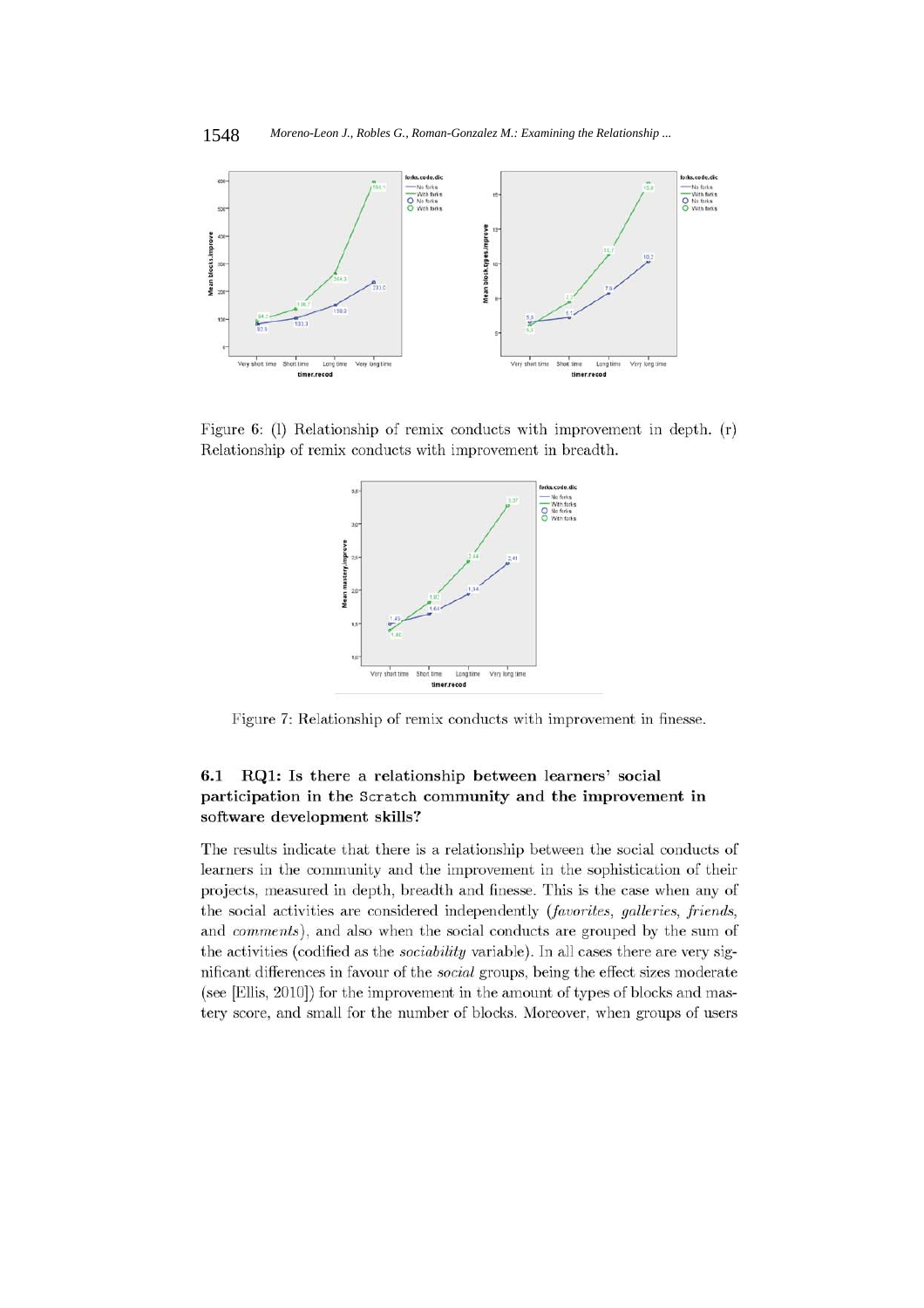Figure 6: (l) Relationship of remix conducts with improvement in depth. (r) Relationship of remix conducts with improvement in breadth.

Figure 7: Relationship of remix conducts with improvement in finesse.

### 6.1 RQ1: Is there a relationship between learners' social participation in the Scratch community and the improvement in software development skills?

The results indicate that there is a relationship between the social conducts of learners in the community and the improvement in the sophistication of their projects, measured in depth, breadth and finesse. This is the case when any of the social activities are considered independently (*favorites*, *galleries*, *friends*, and *comments*), and also when the social conducts are grouped by the sum of the activities (codified as the *sociability* variable). In all cases there are very significant differences in favour of the *social* groups, being the effect sizes moderate (see [Ellis, 2010]) for the improvement in the amount of types of blocks and mastery score, and small for the number of blocks. Moreover, when groups of users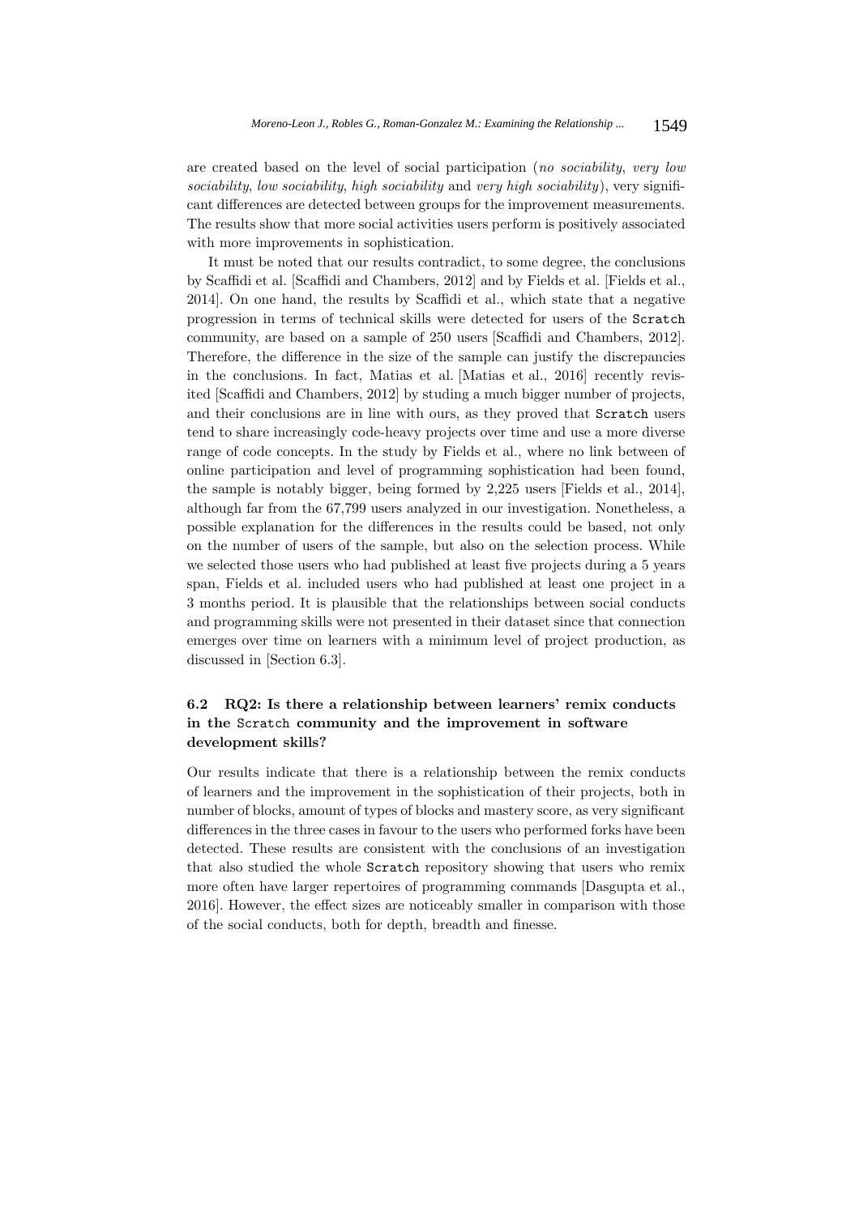are created based on the level of social participation (*no sociability*, *very low sociability*, *low sociability*, *high sociability* and *very high sociability*), very significant differences are detected between groups for the improvement measurements. The results show that more social activities users perform is positively associated with more improvements in sophistication.

It must be noted that our results contradict, to some degree, the conclusions by Scaffidi et al. [Scaffidi and Chambers, 2012] and by Fields et al. [Fields et al., 2014]. On one hand, the results by Scaffidi et al., which state that a negative progression in terms of technical skills were detected for users of the `Scratch` community, are based on a sample of 250 users [Scaffidi and Chambers, 2012]. Therefore, the difference in the size of the sample can justify the discrepancies in the conclusions. In fact, Matias et al. [Matias et al., 2016] recently revisited [Scaffidi and Chambers, 2012] by studing a much bigger number of projects, and their conclusions are in line with ours, as they proved that `Scratch` users tend to share increasingly code-heavy projects over time and use a more diverse range of code concepts. In the study by Fields et al., where no link between of online participation and level of programming sophistication had been found, the sample is notably bigger, being formed by 2,225 users [Fields et al., 2014], although far from the 67,799 users analyzed in our investigation. Nonetheless, a possible explanation for the differences in the results could be based, not only on the number of users of the sample, but also on the selection process. While we selected those users who had published at least five projects during a 5 years span, Fields et al. included users who had published at least one project in a 3 months period. It is plausible that the relationships between social conducts and programming skills were not presented in their dataset since that connection emerges over time on learners with a minimum level of project production, as discussed in [Section 6.3].

### 6.2 RQ2: Is there a relationship between learners' remix conducts in the `Scratch` community and the improvement in software development skills?

Our results indicate that there is a relationship between the remix conducts of learners and the improvement in the sophistication of their projects, both in number of blocks, amount of types of blocks and mastery score, as very significant differences in the three cases in favour to the users who performed forks have been detected. These results are consistent with the conclusions of an investigation that also studied the whole `Scratch` repository showing that users who remix more often have larger repertoires of programming commands [Dasgupta et al., 2016]. However, the effect sizes are noticeably smaller in comparison with those of the social conducts, both for depth, breadth and finesse.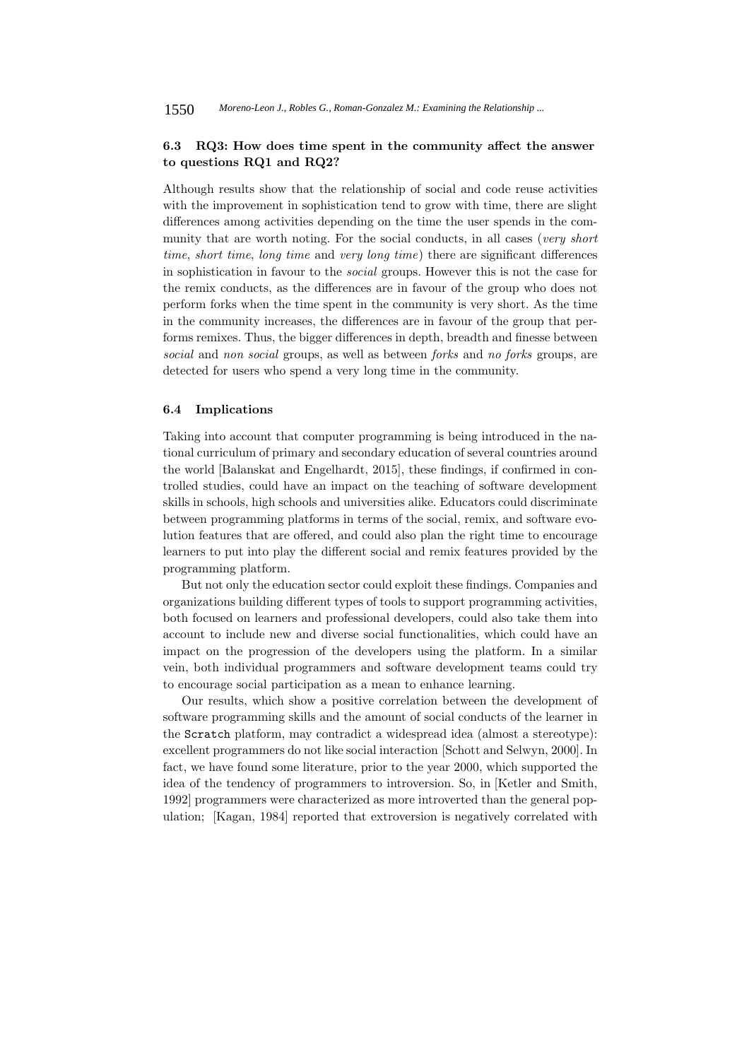### 6.3 RQ3: How does time spent in the community affect the answer to questions RQ1 and RQ2?

Although results show that the relationship of social and code reuse activities with the improvement in sophistication tend to grow with time, there are slight differences among activities depending on the time the user spends in the community that are worth noting. For the social conducts, in all cases (*very short time*, *short time*, *long time* and *very long time*) there are significant differences in sophistication in favour to the *social* groups. However this is not the case for the remix conducts, as the differences are in favour of the group who does not perform forks when the time spent in the community is very short. As the time in the community increases, the differences are in favour of the group that performs remixes. Thus, the bigger differences in depth, breadth and finesse between *social* and *non social* groups, as well as between *forks* and *no forks* groups, are detected for users who spend a very long time in the community.

### 6.4 Implications

Taking into account that computer programming is being introduced in the national curriculum of primary and secondary education of several countries around the world [Balanskat and Engelhardt, 2015], these findings, if confirmed in controlled studies, could have an impact on the teaching of software development skills in schools, high schools and universities alike. Educators could discriminate between programming platforms in terms of the social, remix, and software evolution features that are offered, and could also plan the right time to encourage learners to put into play the different social and remix features provided by the programming platform.

But not only the education sector could exploit these findings. Companies and organizations building different types of tools to support programming activities, both focused on learners and professional developers, could also take them into account to include new and diverse social functionalities, which could have an impact on the progression of the developers using the platform. In a similar vein, both individual programmers and software development teams could try to encourage social participation as a mean to enhance learning.

Our results, which show a positive correlation between the development of software programming skills and the amount of social conducts of the learner in the `Scratch` platform, may contradict a widespread idea (almost a stereotype): excellent programmers do not like social interaction [Schott and Selwyn, 2000]. In fact, we have found some literature, prior to the year 2000, which supported the idea of the tendency of programmers to introversion. So, in [Ketler and Smith, 1992] programmers were characterized as more introverted than the general population; [Kagan, 1984] reported that extroversion is negatively correlated with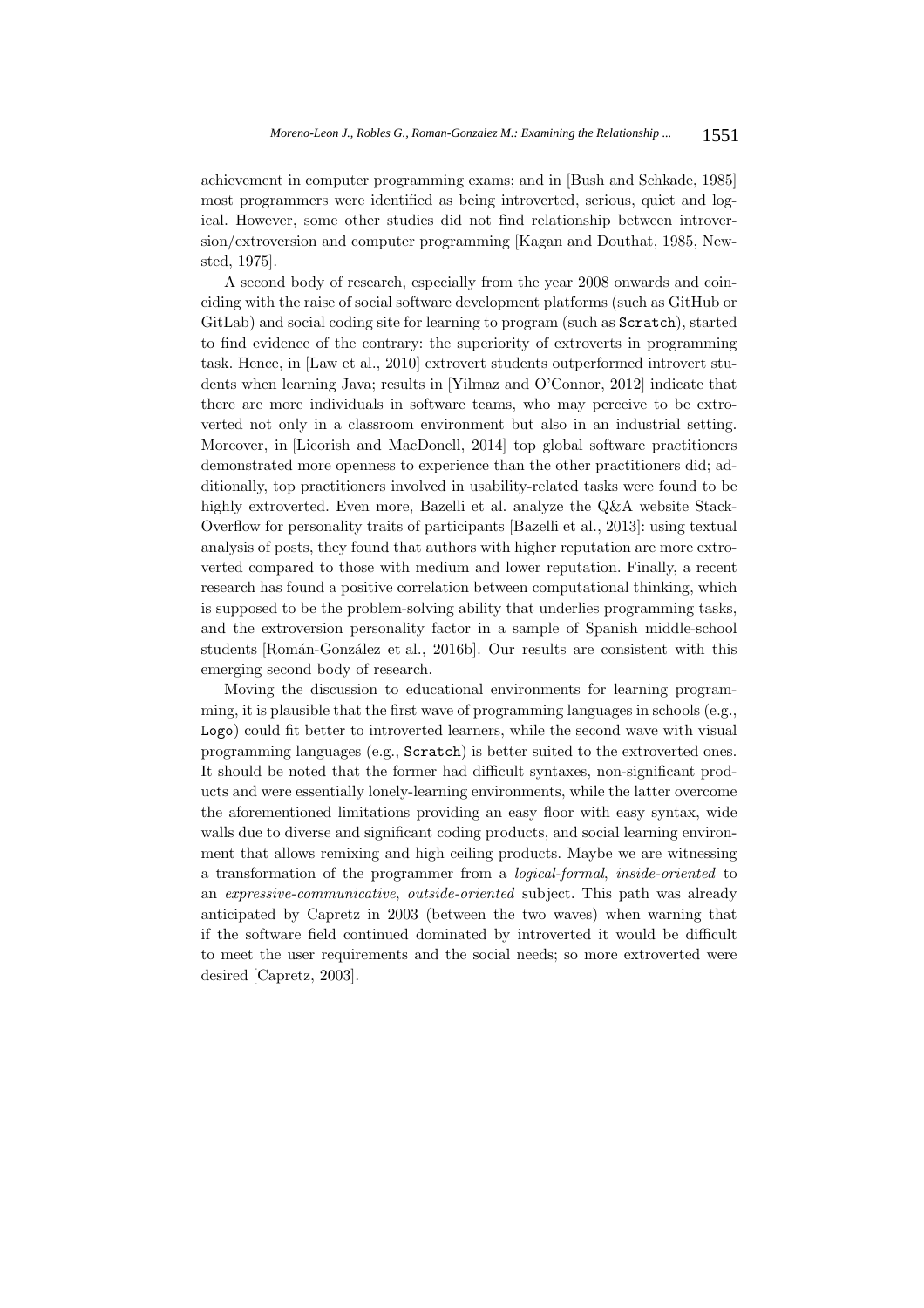achievement in computer programming exams; and in [Bush and Schkade, 1985] most programmers were identified as being introverted, serious, quiet and logical. However, some other studies did not find relationship between introversion/extroversion and computer programming [Kagan and Douthat, 1985, Newsted, 1975].

A second body of research, especially from the year 2008 onwards and coinciding with the raise of social software development platforms (such as GitHub or GitLab) and social coding site for learning to program (such as `Scratch`), started to find evidence of the contrary: the superiority of extroverts in programming task. Hence, in [Law et al., 2010] extrovert students outperformed introvert students when learning Java; results in [Yilmaz and O'Connor, 2012] indicate that there are more individuals in software teams, who may perceive to be extroverted not only in a classroom environment but also in an industrial setting. Moreover, in [Licorish and MacDonell, 2014] top global software practitioners demonstrated more openness to experience than the other practitioners did; additionally, top practitioners involved in usability-related tasks were found to be highly extroverted. Even more, Bazelli et al. analyze the Q&A website StackOverflow for personality traits of participants [Bazelli et al., 2013]: using textual analysis of posts, they found that authors with higher reputation are more extroverted compared to those with medium and lower reputation. Finally, a recent research has found a positive correlation between computational thinking, which is supposed to be the problem-solving ability that underlies programming tasks, and the extroversion personality factor in a sample of Spanish middle-school students [Román-González et al., 2016b]. Our results are consistent with this emerging second body of research.

Moving the discussion to educational environments for learning programming, it is plausible that the first wave of programming languages in schools (e.g., `Logo`) could fit better to introverted learners, while the second wave with visual programming languages (e.g., `Scratch`) is better suited to the extroverted ones. It should be noted that the former had difficult syntaxes, non-significant products and were essentially lonely-learning environments, while the latter overcome the aforementioned limitations providing an easy floor with easy syntax, wide walls due to diverse and significant coding products, and social learning environment that allows remixing and high ceiling products. Maybe we are witnessing a transformation of the programmer from a *logical-formal*, *inside-oriented* to an *expressive-communicative*, *outside-oriented* subject. This path was already anticipated by Capretz in 2003 (between the two waves) when warning that if the software field continued dominated by introverted it would be difficult to meet the user requirements and the social needs; so more extroverted were desired [Capretz, 2003].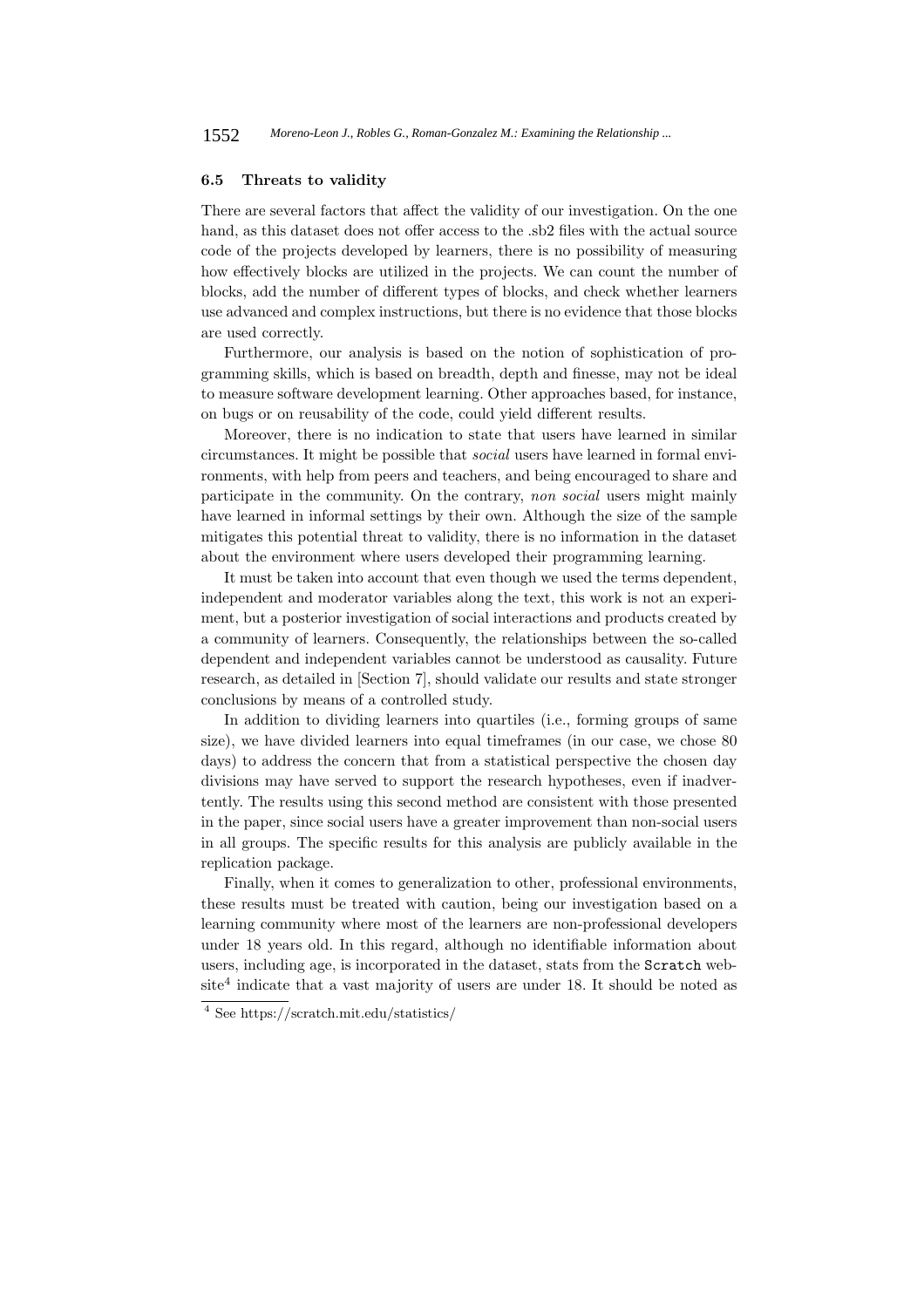### 6.5 Threats to validity

There are several factors that affect the validity of our investigation. On the one hand, as this dataset does not offer access to the .sb2 files with the actual source code of the projects developed by learners, there is no possibility of measuring how effectively blocks are utilized in the projects. We can count the number of blocks, add the number of different types of blocks, and check whether learners use advanced and complex instructions, but there is no evidence that those blocks are used correctly.

Furthermore, our analysis is based on the notion of sophistication of programming skills, which is based on breadth, depth and finesse, may not be ideal to measure software development learning. Other approaches based, for instance, on bugs or on reusability of the code, could yield different results.

Moreover, there is no indication to state that users have learned in similar circumstances. It might be possible that *social* users have learned in formal environments, with help from peers and teachers, and being encouraged to share and participate in the community. On the contrary, *non social* users might mainly have learned in informal settings by their own. Although the size of the sample mitigates this potential threat to validity, there is no information in the dataset about the environment where users developed their programming learning.

It must be taken into account that even though we used the terms dependent, independent and moderator variables along the text, this work is not an experiment, but a posterior investigation of social interactions and products created by a community of learners. Consequently, the relationships between the so-called dependent and independent variables cannot be understood as causality. Future research, as detailed in [Section 7], should validate our results and state stronger conclusions by means of a controlled study.

In addition to dividing learners into quartiles (i.e., forming groups of same size), we have divided learners into equal timeframes (in our case, we chose 80 days) to address the concern that from a statistical perspective the chosen day divisions may have served to support the research hypotheses, even if inadvertently. The results using this second method are consistent with those presented in the paper, since social users have a greater improvement than non-social users in all groups. The specific results for this analysis are publicly available in the replication package.

Finally, when it comes to generalization to other, professional environments, these results must be treated with caution, being our investigation based on a learning community where most of the learners are non-professional developers under 18 years old. In this regard, although no identifiable information about users, including age, is incorporated in the dataset, stats from the `Scratch` website[4] indicate that a vast majority of users are under 18. It should be noted as

[4] See https://scratch.mit.edu/statistics/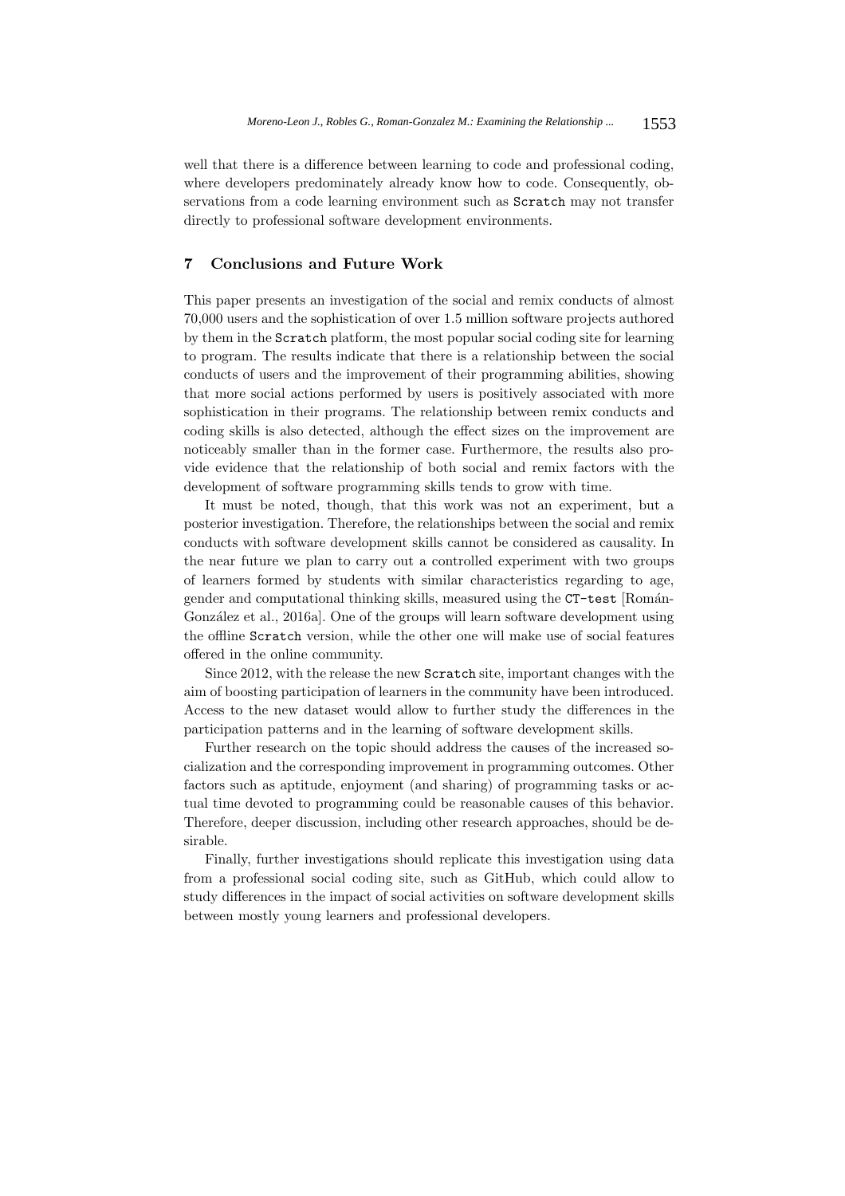well that there is a difference between learning to code and professional coding, where developers predominately already know how to code. Consequently, observations from a code learning environment such as `Scratch` may not transfer directly to professional software development environments.

## 7 Conclusions and Future Work

This paper presents an investigation of the social and remix conducts of almost 70,000 users and the sophistication of over 1.5 million software projects authored by them in the `Scratch` platform, the most popular social coding site for learning to program. The results indicate that there is a relationship between the social conducts of users and the improvement of their programming abilities, showing that more social actions performed by users is positively associated with more sophistication in their programs. The relationship between remix conducts and coding skills is also detected, although the effect sizes on the improvement are noticeably smaller than in the former case. Furthermore, the results also provide evidence that the relationship of both social and remix factors with the development of software programming skills tends to grow with time.

It must be noted, though, that this work was not an experiment, but a posterior investigation. Therefore, the relationships between the social and remix conducts with software development skills cannot be considered as causality. In the near future we plan to carry out a controlled experiment with two groups of learners formed by students with similar characteristics regarding to age, gender and computational thinking skills, measured using the `CT-test` [Román-González et al., 2016a]. One of the groups will learn software development using the offline `Scratch` version, while the other one will make use of social features offered in the online community.

Since 2012, with the release the new `Scratch` site, important changes with the aim of boosting participation of learners in the community have been introduced. Access to the new dataset would allow to further study the differences in the participation patterns and in the learning of software development skills.

Further research on the topic should address the causes of the increased socialization and the corresponding improvement in programming outcomes. Other factors such as aptitude, enjoyment (and sharing) of programming tasks or actual time devoted to programming could be reasonable causes of this behavior. Therefore, deeper discussion, including other research approaches, should be desirable.

Finally, further investigations should replicate this investigation using data from a professional social coding site, such as GitHub, which could allow to study differences in the impact of social activities on software development skills between mostly young learners and professional developers.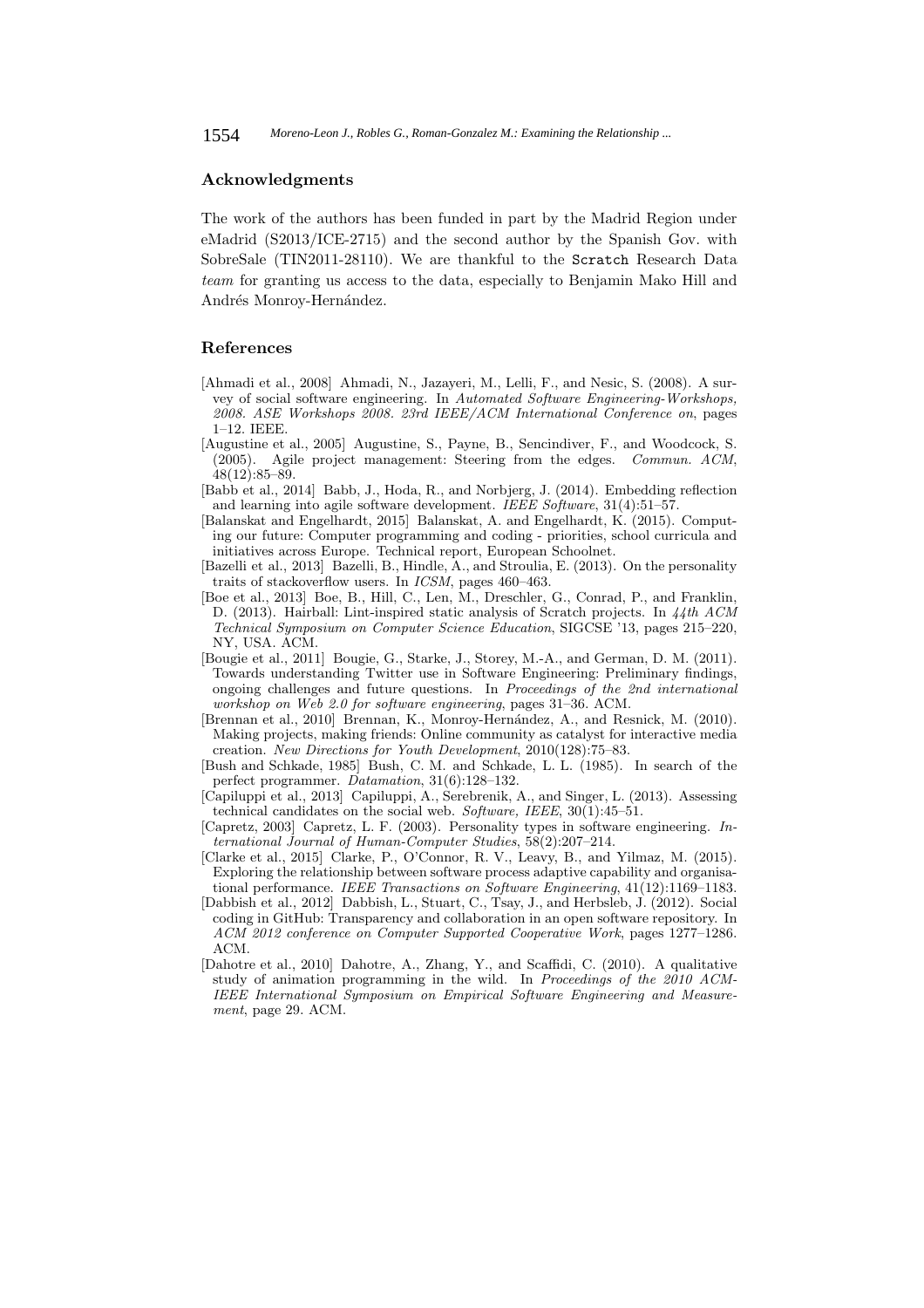## Acknowledgments

The work of the authors has been funded in part by the Madrid Region under eMadrid (S2013/ICE-2715) and the second author by the Spanish Gov. with SobreSale (TIN2011-28110). We are thankful to the `Scratch` Research Data *team* for granting us access to the data, especially to Benjamin Mako Hill and Andrés Monroy-Hernández.

## References

[Ahmadi et al., 2008] Ahmadi, N., Jazayeri, M., Lelli, F., and Nesic, S. (2008). A survey of social software engineering. In *Automated Software Engineering-Workshops, 2008. ASE Workshops 2008. 23rd IEEE/ACM International Conference on*, pages 1–12. IEEE.

[Augustine et al., 2005] Augustine, S., Payne, B., Sencindiver, F., and Woodcock, S. (2005). Agile project management: Steering from the edges. *Commun. ACM*, 48(12):85–89.

[Babb et al., 2014] Babb, J., Hoda, R., and Norbjerg, J. (2014). Embedding reflection and learning into agile software development. *IEEE Software*, 31(4):51–57.

[Balanskat and Engelhardt, 2015] Balanskat, A. and Engelhardt, K. (2015). Computing our future: Computer programming and coding - priorities, school curricula and initiatives across Europe. Technical report, European Schoolnet.

[Bazelli et al., 2013] Bazelli, B., Hindle, A., and Stroulia, E. (2013). On the personality traits of stackoverflow users. In *ICSM*, pages 460–463.

[Boe et al., 2013] Boe, B., Hill, C., Len, M., Dreschler, G., Conrad, P., and Franklin, D. (2013). Hairball: Lint-inspired static analysis of Scratch projects. In *44th ACM Technical Symposium on Computer Science Education*, SIGCSE '13, pages 215–220, NY, USA. ACM.

[Bougie et al., 2011] Bougie, G., Starke, J., Storey, M.-A., and German, D. M. (2011). Towards understanding Twitter use in Software Engineering: Preliminary findings, ongoing challenges and future questions. In *Proceedings of the 2nd international workshop on Web 2.0 for software engineering*, pages 31–36. ACM.

[Brennan et al., 2010] Brennan, K., Monroy-Hernández, A., and Resnick, M. (2010). Making projects, making friends: Online community as catalyst for interactive media creation. *New Directions for Youth Development*, 2010(128):75–83.

[Bush and Schkade, 1985] Bush, C. M. and Schkade, L. L. (1985). In search of the perfect programmer. *Datamation*, 31(6):128–132.

[Capiluppi et al., 2013] Capiluppi, A., Serebrenik, A., and Singer, L. (2013). Assessing technical candidates on the social web. *Software, IEEE*, 30(1):45–51.

[Capretz, 2003] Capretz, L. F. (2003). Personality types in software engineering. *International Journal of Human-Computer Studies*, 58(2):207–214.

[Clarke et al., 2015] Clarke, P., O'Connor, R. V., Leavy, B., and Yilmaz, M. (2015). Exploring the relationship between software process adaptive capability and organisational performance. *IEEE Transactions on Software Engineering*, 41(12):1169–1183.

[Dabbish et al., 2012] Dabbish, L., Stuart, C., Tsay, J., and Herbsleb, J. (2012). Social coding in GitHub: Transparency and collaboration in an open software repository. In *ACM 2012 conference on Computer Supported Cooperative Work*, pages 1277–1286. ACM.

[Dahotre et al., 2010] Dahotre, A., Zhang, Y., and Scaffidi, C. (2010). A qualitative study of animation programming in the wild. In *Proceedings of the 2010 ACM-IEEE International Symposium on Empirical Software Engineering and Measurement*, page 29. ACM.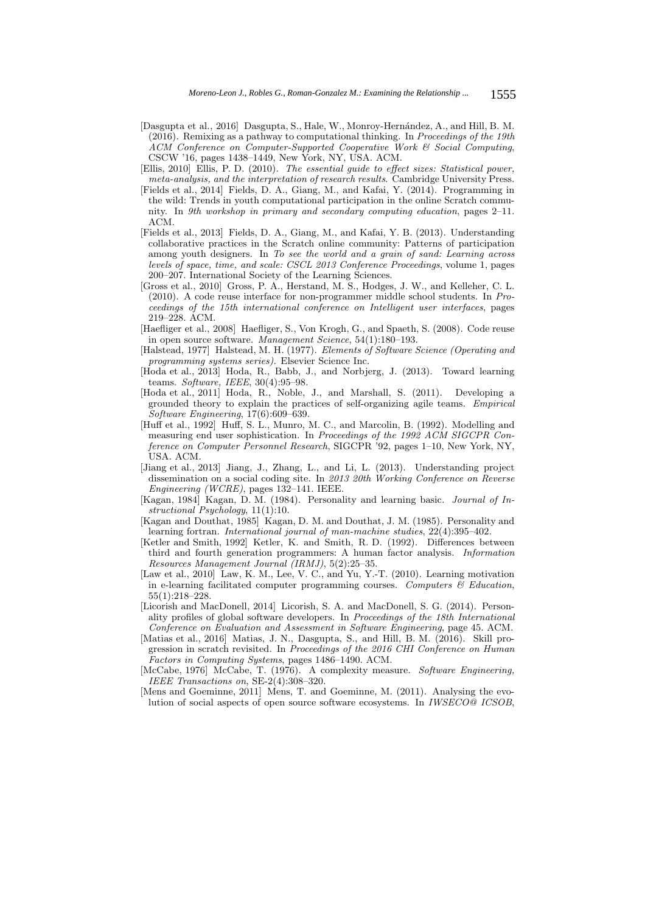[Dasgupta et al., 2016] Dasgupta, S., Hale, W., Monroy-Hernández, A., and Hill, B. M. (2016). Remixing as a pathway to computational thinking. In *Proceedings of the 19th ACM Conference on Computer-Supported Cooperative Work & Social Computing*, CSCW '16, pages 1438–1449, New York, NY, USA. ACM.

[Ellis, 2010] Ellis, P. D. (2010). *The essential guide to effect sizes: Statistical power, meta-analysis, and the interpretation of research results*. Cambridge University Press.

[Fields et al., 2014] Fields, D. A., Giang, M., and Kafai, Y. (2014). Programming in the wild: Trends in youth computational participation in the online Scratch community. In *9th workshop in primary and secondary computing education*, pages 2–11. ACM.

[Fields et al., 2013] Fields, D. A., Giang, M., and Kafai, Y. B. (2013). Understanding collaborative practices in the Scratch online community: Patterns of participation among youth designers. In *To see the world and a grain of sand: Learning across levels of space, time, and scale: CSCL 2013 Conference Proceedings*, volume 1, pages 200–207. International Society of the Learning Sciences.

[Gross et al., 2010] Gross, P. A., Herstand, M. S., Hodges, J. W., and Kelleher, C. L. (2010). A code reuse interface for non-programmer middle school students. In *Proceedings of the 15th international conference on Intelligent user interfaces*, pages 219–228. ACM.

[Haefliger et al., 2008] Haefliger, S., Von Krogh, G., and Spaeth, S. (2008). Code reuse in open source software. *Management Science*, 54(1):180–193.

[Halstead, 1977] Halstead, M. H. (1977). *Elements of Software Science (Operating and programming systems series)*. Elsevier Science Inc.

[Hoda et al., 2013] Hoda, R., Babb, J., and Norbjerg, J. (2013). Toward learning teams. *Software, IEEE*, 30(4):95–98.

[Hoda et al., 2011] Hoda, R., Noble, J., and Marshall, S. (2011). Developing a grounded theory to explain the practices of self-organizing agile teams. *Empirical Software Engineering*, 17(6):609–639.

[Huff et al., 1992] Huff, S. L., Munro, M. C., and Marcolin, B. (1992). Modelling and measuring end user sophistication. In *Proceedings of the 1992 ACM SIGCPR Conference on Computer Personnel Research*, SIGCPR '92, pages 1–10, New York, NY, USA. ACM.

[Jiang et al., 2013] Jiang, J., Zhang, L., and Li, L. (2013). Understanding project dissemination on a social coding site. In *2013 20th Working Conference on Reverse Engineering (WCRE)*, pages 132–141. IEEE.

[Kagan, 1984] Kagan, D. M. (1984). Personality and learning basic. *Journal of Instructional Psychology*, 11(1):10.

[Kagan and Douthat, 1985] Kagan, D. M. and Douthat, J. M. (1985). Personality and learning fortran. *International journal of man-machine studies*, 22(4):395–402.

[Ketler and Smith, 1992] Ketler, K. and Smith, R. D. (1992). Differences between third and fourth generation programmers: A human factor analysis. *Information Resources Management Journal (IRMJ)*, 5(2):25–35.

[Law et al., 2010] Law, K. M., Lee, V. C., and Yu, Y.-T. (2010). Learning motivation in e-learning facilitated computer programming courses. *Computers & Education*, 55(1):218–228.

[Licorish and MacDonell, 2014] Licorish, S. A. and MacDonell, S. G. (2014). Personality profiles of global software developers. In *Proceedings of the 18th International Conference on Evaluation and Assessment in Software Engineering*, page 45. ACM.

[Matias et al., 2016] Matias, J. N., Dasgupta, S., and Hill, B. M. (2016). Skill progression in scratch revisited. In *Proceedings of the 2016 CHI Conference on Human Factors in Computing Systems*, pages 1486–1490. ACM.

[McCabe, 1976] McCabe, T. (1976). A complexity measure. *Software Engineering, IEEE Transactions on*, SE-2(4):308–320.

[Mens and Goeminne, 2011] Mens, T. and Goeminne, M. (2011). Analysing the evolution of social aspects of open source software ecosystems. In *IWSECO@ ICSOB*,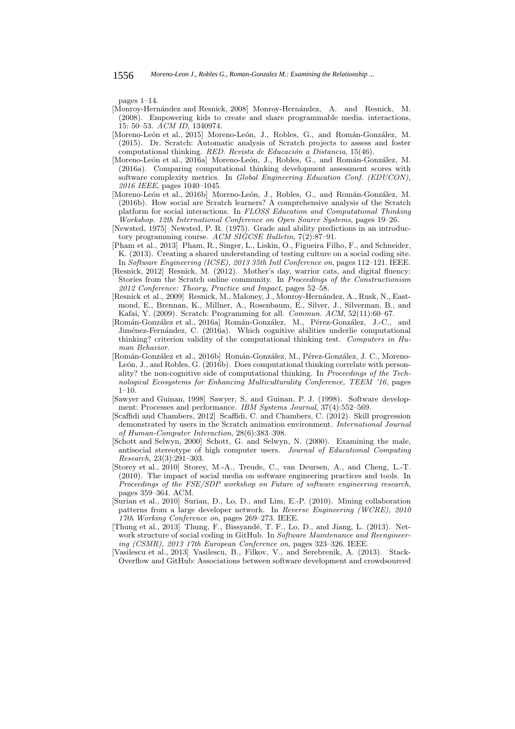pages 1–14.

[Monroy-Hernández and Resnick, 2008] Monroy-Hernández, A. and Resnick, M. (2008). Empowering kids to create and share programmable media. interactions, 15: 50–53. *ACM ID*, 1340974.

[Moreno-León et al., 2015] Moreno-León, J., Robles, G., and Román-González, M. (2015). Dr. Scratch: Automatic analysis of Scratch projects to assess and foster computational thinking. *RED. Revista de Educación a Distancia*, 15(46).

[Moreno-León et al., 2016a] Moreno-León, J., Robles, G., and Román-González, M. (2016a). Comparing computational thinking development assessment scores with software complexity metrics. In *Global Engineering Education Conf. (EDUCON), 2016 IEEE*, pages 1040–1045.

[Moreno-León et al., 2016b] Moreno-León, J., Robles, G., and Román-González, M. (2016b). How social are Scratch learners? A comprehensive analysis of the Scratch platform for social interactions. In *FLOSS Education and Computational Thinking Workshop. 12th International Conference on Open Source Systems*, pages 19–26.

[Newsted, 1975] Newsted, P. R. (1975). Grade and ability predictions in an introductory programming course. *ACM SIGCSE Bulletin*, 7(2):87–91.

[Pham et al., 2013] Pham, R., Singer, L., Liskin, O., Figueira Filho, F., and Schneider, K. (2013). Creating a shared understanding of testing culture on a social coding site. In *Software Engineering (ICSE), 2013 35th Intl Conference on*, pages 112–121. IEEE.

[Resnick, 2012] Resnick, M. (2012). Mother's day, warrior cats, and digital fluency: Stories from the Scratch online community. In *Proceedings of the Constructionism 2012 Conference: Theory, Practice and Impact*, pages 52–58.

[Resnick et al., 2009] Resnick, M., Maloney, J., Monroy-Hernández, A., Rusk, N., Eastmond, E., Brennan, K., Millner, A., Rosenbaum, E., Silver, J., Silverman, B., and Kafai, Y. (2009). Scratch: Programming for all. *Commun. ACM*, 52(11):60–67.

[Román-González et al., 2016a] Román-González, M., Pérez-González, J.-C., and Jiménez-Fernández, C. (2016a). Which cognitive abilities underlie computational thinking? criterion validity of the computational thinking test. *Computers in Human Behavior*.

[Román-González et al., 2016b] Román-González, M., Pérez-González, J. C., Moreno-León, J., and Robles, G. (2016b). Does computational thinking correlate with personality? the non-cognitive side of computational thinking. In *Proceedings of the Technological Ecosystems for Enhancing Multiculturality Conference, TEEM '16*, pages 1–10.

[Sawyer and Guinan, 1998] Sawyer, S. and Guinan, P. J. (1998). Software development: Processes and performance. *IBM Systems Journal*, 37(4):552–569.

[Scaffidi and Chambers, 2012] Scaffidi, C. and Chambers, C. (2012). Skill progression demonstrated by users in the Scratch animation environment. *International Journal of Human-Computer Interaction*, 28(6):383–398.

[Schott and Selwyn, 2000] Schott, G. and Selwyn, N. (2000). Examining the male, antisocial stereotype of high computer users. *Journal of Educational Computing Research*, 23(3):291–303.

[Storey et al., 2010] Storey, M.-A., Treude, C., van Deursen, A., and Cheng, L.-T. (2010). The impact of social media on software engineering practices and tools. In *Proceedings of the FSE/SDP workshop on Future of software engineering research*, pages 359–364. ACM.

[Surian et al., 2010] Surian, D., Lo, D., and Lim, E.-P. (2010). Mining collaboration patterns from a large developer network. In *Reverse Engineering (WCRE), 2010 17th Working Conference on*, pages 269–273. IEEE.

[Thung et al., 2013] Thung, F., Bissyandé, T. F., Lo, D., and Jiang, L. (2013). Network structure of social coding in GitHub. In *Software Maintenance and Reengineering (CSMR), 2013 17th European Conference on*, pages 323–326. IEEE.

[Vasilescu et al., 2013] Vasilescu, B., Filkov, V., and Serebrenik, A. (2013). StackOverflow and GitHub: Associations between software development and crowdsourced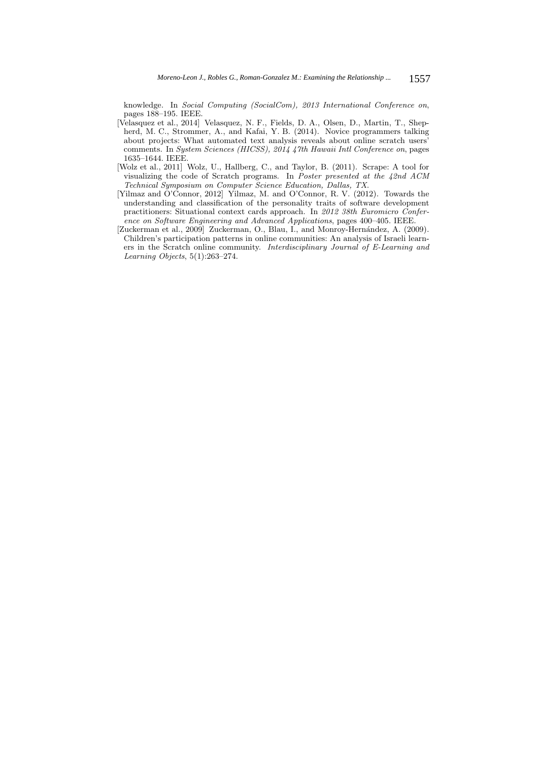knowledge. In *Social Computing (SocialCom), 2013 International Conference on*, pages 188–195. IEEE.

[Velasquez et al., 2014] Velasquez, N. F., Fields, D. A., Olsen, D., Martin, T., Shepherd, M. C., Strommer, A., and Kafai, Y. B. (2014). Novice programmers talking about projects: What automated text analysis reveals about online scratch users' comments. In *System Sciences (HICSS), 2014 47th Hawaii Intl Conference on*, pages 1635–1644. IEEE.

[Wolz et al., 2011] Wolz, U., Hallberg, C., and Taylor, B. (2011). Scrape: A tool for visualizing the code of Scratch programs. In *Poster presented at the 42nd ACM Technical Symposium on Computer Science Education, Dallas, TX*.

[Yilmaz and O'Connor, 2012] Yilmaz, M. and O'Connor, R. V. (2012). Towards the understanding and classification of the personality traits of software development practitioners: Situational context cards approach. In *2012 38th Euromicro Conference on Software Engineering and Advanced Applications*, pages 400–405. IEEE.

[Zuckerman et al., 2009] Zuckerman, O., Blau, I., and Monroy-Hernández, A. (2009). Children's participation patterns in online communities: An analysis of Israeli learners in the Scratch online community. *Interdisciplinary Journal of E-Learning and Learning Objects*, 5(1):263–274.